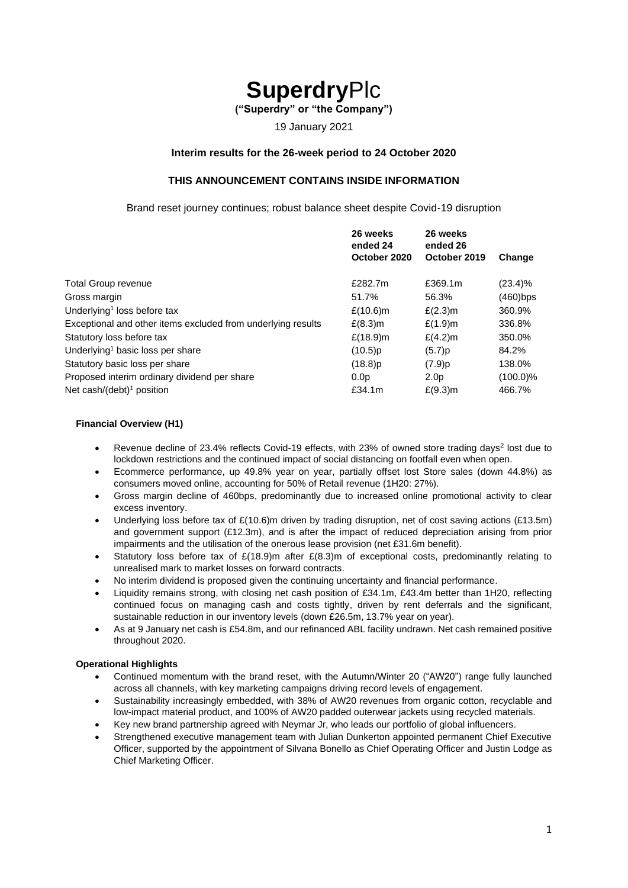# **Superdry**Plc

**("Superdry" or "the Company")**

19 January 2021

**Interim results for the 26-week period to 24 October 2020**

**THIS ANNOUNCEMENT CONTAINS INSIDE INFORMATION**

Brand reset journey continues; robust balance sheet despite Covid-19 disruption

| | **26 weeks ended 24 October 2020** | **26 weeks ended 26 October 2019** | **Change** |
|---|---|---|---|
| Total Group revenue | £282.7m | £369.1m | (23.4)% |
| Gross margin | 51.7% | 56.3% | (460)bps |
| Underlying[1] loss before tax | £(10.6)m | £(2.3)m | 360.9% |
| Exceptional and other items excluded from underlying results | £(8.3)m | £(1.9)m | 336.8% |
| Statutory loss before tax | £(18.9)m | £(4.2)m | 350.0% |
| Underlying[1] basic loss per share | (10.5)p | (5.7)p | 84.2% |
| Statutory basic loss per share | (18.8)p | (7.9)p | 138.0% |
| Proposed interim ordinary dividend per share | 0.0p | 2.0p | (100.0)% |
| Net cash/(debt)[1] position | £34.1m | £(9.3)m | 466.7% |

**Financial Overview (H1)**

- Revenue decline of 23.4% reflects Covid-19 effects, with 23% of owned store trading days[2] lost due to lockdown restrictions and the continued impact of social distancing on footfall even when open.
- Ecommerce performance, up 49.8% year on year, partially offset lost Store sales (down 44.8%) as consumers moved online, accounting for 50% of Retail revenue (1H20: 27%).
- Gross margin decline of 460bps, predominantly due to increased online promotional activity to clear excess inventory.
- Underlying loss before tax of £(10.6)m driven by trading disruption, net of cost saving actions (£13.5m) and government support (£12.3m), and is after the impact of reduced depreciation arising from prior impairments and the utilisation of the onerous lease provision (net £31.6m benefit).
- Statutory loss before tax of £(18.9)m after £(8.3)m of exceptional costs, predominantly relating to unrealised mark to market losses on forward contracts.
- No interim dividend is proposed given the continuing uncertainty and financial performance.
- Liquidity remains strong, with closing net cash position of £34.1m, £43.4m better than 1H20, reflecting continued focus on managing cash and costs tightly, driven by rent deferrals and the significant, sustainable reduction in our inventory levels (down £26.5m, 13.7% year on year).
- As at 9 January net cash is £54.8m, and our refinanced ABL facility undrawn. Net cash remained positive throughout 2020.

**Operational Highlights**

- Continued momentum with the brand reset, with the Autumn/Winter 20 ("AW20") range fully launched across all channels, with key marketing campaigns driving record levels of engagement.
- Sustainability increasingly embedded, with 38% of AW20 revenues from organic cotton, recyclable and low-impact material product, and 100% of AW20 padded outerwear jackets using recycled materials.
- Key new brand partnership agreed with Neymar Jr, who leads our portfolio of global influencers.
- Strengthened executive management team with Julian Dunkerton appointed permanent Chief Executive Officer, supported by the appointment of Silvana Bonello as Chief Operating Officer and Justin Lodge as Chief Marketing Officer.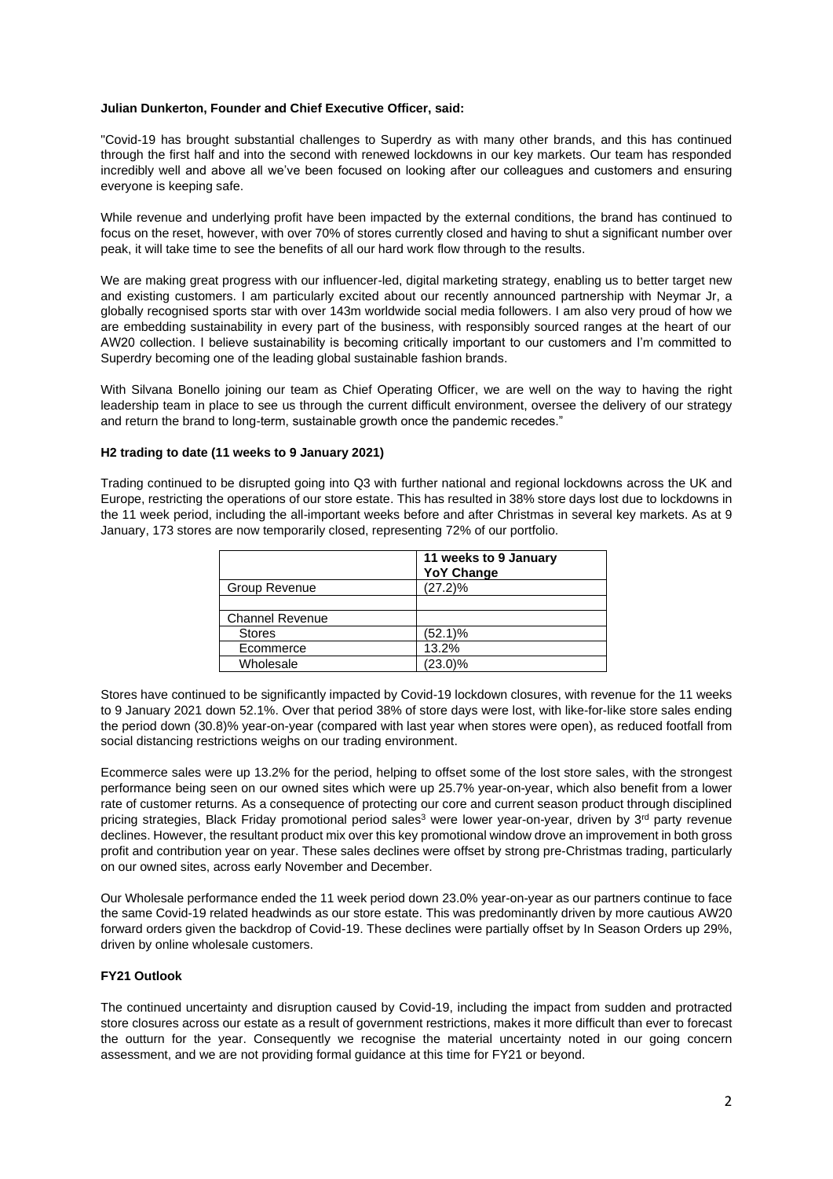**Julian Dunkerton, Founder and Chief Executive Officer, said:**

"Covid-19 has brought substantial challenges to Superdry as with many other brands, and this has continued through the first half and into the second with renewed lockdowns in our key markets. Our team has responded incredibly well and above all we've been focused on looking after our colleagues and customers and ensuring everyone is keeping safe.

While revenue and underlying profit have been impacted by the external conditions, the brand has continued to focus on the reset, however, with over 70% of stores currently closed and having to shut a significant number over peak, it will take time to see the benefits of all our hard work flow through to the results.

We are making great progress with our influencer-led, digital marketing strategy, enabling us to better target new and existing customers. I am particularly excited about our recently announced partnership with Neymar Jr, a globally recognised sports star with over 143m worldwide social media followers. I am also very proud of how we are embedding sustainability in every part of the business, with responsibly sourced ranges at the heart of our AW20 collection. I believe sustainability is becoming critically important to our customers and I'm committed to Superdry becoming one of the leading global sustainable fashion brands.

With Silvana Bonello joining our team as Chief Operating Officer, we are well on the way to having the right leadership team in place to see us through the current difficult environment, oversee the delivery of our strategy and return the brand to long-term, sustainable growth once the pandemic recedes."

**H2 trading to date (11 weeks to 9 January 2021)**

Trading continued to be disrupted going into Q3 with further national and regional lockdowns across the UK and Europe, restricting the operations of our store estate. This has resulted in 38% store days lost due to lockdowns in the 11 week period, including the all-important weeks before and after Christmas in several key markets. As at 9 January, 173 stores are now temporarily closed, representing 72% of our portfolio.

| | **11 weeks to 9 January YoY Change** |
|---|---|
| Group Revenue | (27.2)% |
| | |
| Channel Revenue | |
| Stores | (52.1)% |
| Ecommerce | 13.2% |
| Wholesale | (23.0)% |

Stores have continued to be significantly impacted by Covid-19 lockdown closures, with revenue for the 11 weeks to 9 January 2021 down 52.1%. Over that period 38% of store days were lost, with like-for-like store sales ending the period down (30.8)% year-on-year (compared with last year when stores were open), as reduced footfall from social distancing restrictions weighs on our trading environment.

Ecommerce sales were up 13.2% for the period, helping to offset some of the lost store sales, with the strongest performance being seen on our owned sites which were up 25.7% year-on-year, which also benefit from a lower rate of customer returns. As a consequence of protecting our core and current season product through disciplined pricing strategies, Black Friday promotional period sales[3] were lower year-on-year, driven by 3rd party revenue declines. However, the resultant product mix over this key promotional window drove an improvement in both gross profit and contribution year on year. These sales declines were offset by strong pre-Christmas trading, particularly on our owned sites, across early November and December.

Our Wholesale performance ended the 11 week period down 23.0% year-on-year as our partners continue to face the same Covid-19 related headwinds as our store estate. This was predominantly driven by more cautious AW20 forward orders given the backdrop of Covid-19. These declines were partially offset by In Season Orders up 29%, driven by online wholesale customers.

**FY21 Outlook**

The continued uncertainty and disruption caused by Covid-19, including the impact from sudden and protracted store closures across our estate as a result of government restrictions, makes it more difficult than ever to forecast the outturn for the year. Consequently we recognise the material uncertainty noted in our going concern assessment, and we are not providing formal guidance at this time for FY21 or beyond.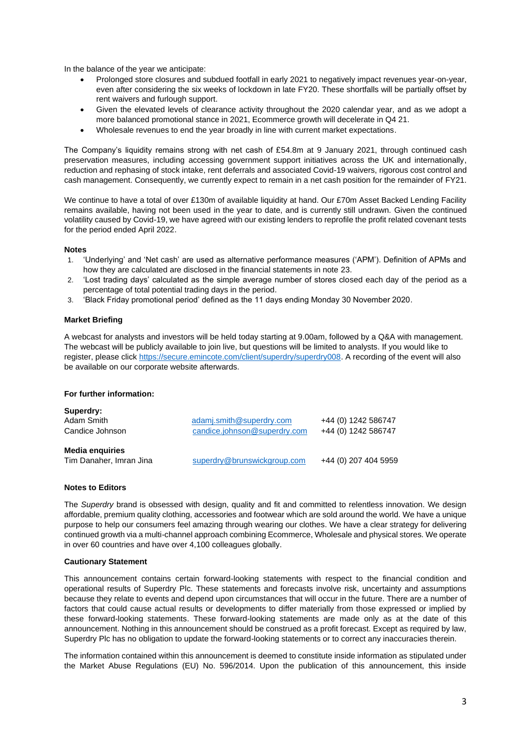In the balance of the year we anticipate:

- Prolonged store closures and subdued footfall in early 2021 to negatively impact revenues year-on-year, even after considering the six weeks of lockdown in late FY20. These shortfalls will be partially offset by rent waivers and furlough support.
- Given the elevated levels of clearance activity throughout the 2020 calendar year, and as we adopt a more balanced promotional stance in 2021, Ecommerce growth will decelerate in Q4 21.
- Wholesale revenues to end the year broadly in line with current market expectations.

The Company's liquidity remains strong with net cash of £54.8m at 9 January 2021, through continued cash preservation measures, including accessing government support initiatives across the UK and internationally, reduction and rephasing of stock intake, rent deferrals and associated Covid-19 waivers, rigorous cost control and cash management. Consequently, we currently expect to remain in a net cash position for the remainder of FY21.

We continue to have a total of over £130m of available liquidity at hand. Our £70m Asset Backed Lending Facility remains available, having not been used in the year to date, and is currently still undrawn. Given the continued volatility caused by Covid-19, we have agreed with our existing lenders to reprofile the profit related covenant tests for the period ended April 2022.

**Notes**

1. 'Underlying' and 'Net cash' are used as alternative performance measures ('APM'). Definition of APMs and how they are calculated are disclosed in the financial statements in note 23.
2. 'Lost trading days' calculated as the simple average number of stores closed each day of the period as a percentage of total potential trading days in the period.
3. 'Black Friday promotional period' defined as the 11 days ending Monday 30 November 2020.

**Market Briefing**

A webcast for analysts and investors will be held today starting at 9.00am, followed by a Q&A with management. The webcast will be publicly available to join live, but questions will be limited to analysts. If you would like to register, please click https://secure.emincote.com/client/superdry/superdry008. A recording of the event will also be available on our corporate website afterwards.

**For further information:**

| | | |
|---|---|---|
| **Superdry:** | | |
| Adam Smith | adamj.smith@superdry.com | +44 (0) 1242 586747 |
| Candice Johnson | candice.johnson@superdry.com | +44 (0) 1242 586747 |
| **Media enquiries** | | |
| Tim Danaher, Imran Jina | superdry@brunswickgroup.com | +44 (0) 207 404 5959 |

**Notes to Editors**

The *Superdry* brand is obsessed with design, quality and fit and committed to relentless innovation. We design affordable, premium quality clothing, accessories and footwear which are sold around the world. We have a unique purpose to help our consumers feel amazing through wearing our clothes. We have a clear strategy for delivering continued growth via a multi-channel approach combining Ecommerce, Wholesale and physical stores. We operate in over 60 countries and have over 4,100 colleagues globally.

**Cautionary Statement**

This announcement contains certain forward-looking statements with respect to the financial condition and operational results of Superdry Plc. These statements and forecasts involve risk, uncertainty and assumptions because they relate to events and depend upon circumstances that will occur in the future. There are a number of factors that could cause actual results or developments to differ materially from those expressed or implied by these forward-looking statements. These forward-looking statements are made only as at the date of this announcement. Nothing in this announcement should be construed as a profit forecast. Except as required by law, Superdry Plc has no obligation to update the forward-looking statements or to correct any inaccuracies therein.

The information contained within this announcement is deemed to constitute inside information as stipulated under the Market Abuse Regulations (EU) No. 596/2014. Upon the publication of this announcement, this inside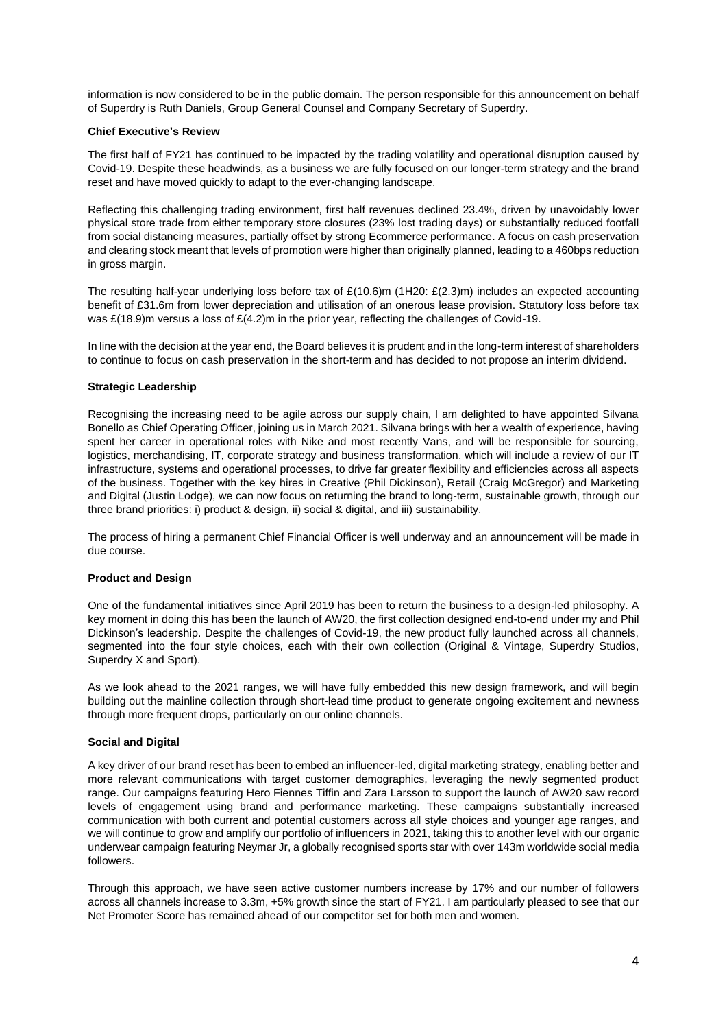information is now considered to be in the public domain. The person responsible for this announcement on behalf of Superdry is Ruth Daniels, Group General Counsel and Company Secretary of Superdry.

**Chief Executive's Review**

The first half of FY21 has continued to be impacted by the trading volatility and operational disruption caused by Covid-19. Despite these headwinds, as a business we are fully focused on our longer-term strategy and the brand reset and have moved quickly to adapt to the ever-changing landscape.

Reflecting this challenging trading environment, first half revenues declined 23.4%, driven by unavoidably lower physical store trade from either temporary store closures (23% lost trading days) or substantially reduced footfall from social distancing measures, partially offset by strong Ecommerce performance. A focus on cash preservation and clearing stock meant that levels of promotion were higher than originally planned, leading to a 460bps reduction in gross margin.

The resulting half-year underlying loss before tax of £(10.6)m (1H20: £(2.3)m) includes an expected accounting benefit of £31.6m from lower depreciation and utilisation of an onerous lease provision. Statutory loss before tax was £(18.9)m versus a loss of £(4.2)m in the prior year, reflecting the challenges of Covid-19.

In line with the decision at the year end, the Board believes it is prudent and in the long-term interest of shareholders to continue to focus on cash preservation in the short-term and has decided to not propose an interim dividend.

**Strategic Leadership**

Recognising the increasing need to be agile across our supply chain, I am delighted to have appointed Silvana Bonello as Chief Operating Officer, joining us in March 2021. Silvana brings with her a wealth of experience, having spent her career in operational roles with Nike and most recently Vans, and will be responsible for sourcing, logistics, merchandising, IT, corporate strategy and business transformation, which will include a review of our IT infrastructure, systems and operational processes, to drive far greater flexibility and efficiencies across all aspects of the business. Together with the key hires in Creative (Phil Dickinson), Retail (Craig McGregor) and Marketing and Digital (Justin Lodge), we can now focus on returning the brand to long-term, sustainable growth, through our three brand priorities: i) product & design, ii) social & digital, and iii) sustainability.

The process of hiring a permanent Chief Financial Officer is well underway and an announcement will be made in due course.

**Product and Design**

One of the fundamental initiatives since April 2019 has been to return the business to a design-led philosophy. A key moment in doing this has been the launch of AW20, the first collection designed end-to-end under my and Phil Dickinson's leadership. Despite the challenges of Covid-19, the new product fully launched across all channels, segmented into the four style choices, each with their own collection (Original & Vintage, Superdry Studios, Superdry X and Sport).

As we look ahead to the 2021 ranges, we will have fully embedded this new design framework, and will begin building out the mainline collection through short-lead time product to generate ongoing excitement and newness through more frequent drops, particularly on our online channels.

**Social and Digital**

A key driver of our brand reset has been to embed an influencer-led, digital marketing strategy, enabling better and more relevant communications with target customer demographics, leveraging the newly segmented product range. Our campaigns featuring Hero Fiennes Tiffin and Zara Larsson to support the launch of AW20 saw record levels of engagement using brand and performance marketing. These campaigns substantially increased communication with both current and potential customers across all style choices and younger age ranges, and we will continue to grow and amplify our portfolio of influencers in 2021, taking this to another level with our organic underwear campaign featuring Neymar Jr, a globally recognised sports star with over 143m worldwide social media followers.

Through this approach, we have seen active customer numbers increase by 17% and our number of followers across all channels increase to 3.3m, +5% growth since the start of FY21. I am particularly pleased to see that our Net Promoter Score has remained ahead of our competitor set for both men and women.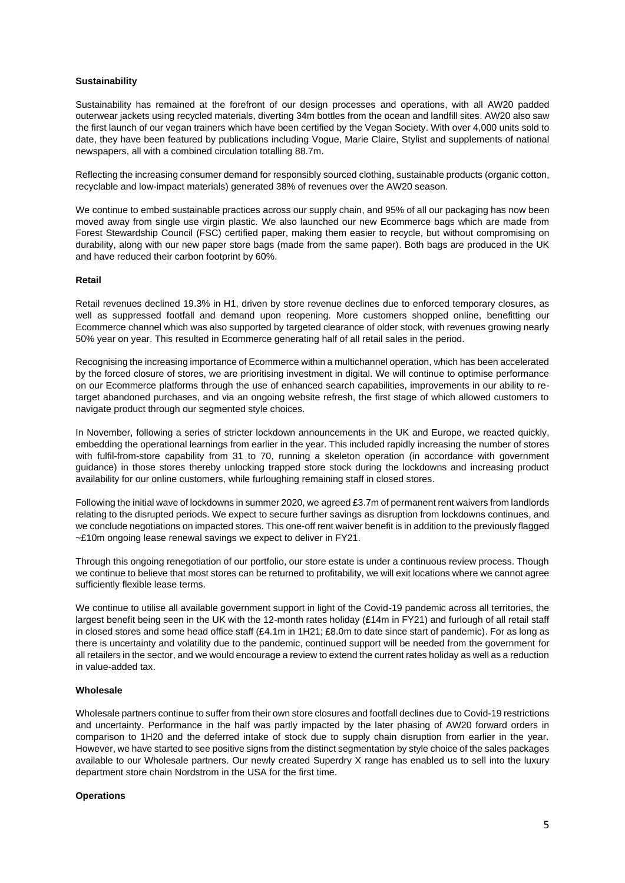**Sustainability**

Sustainability has remained at the forefront of our design processes and operations, with all AW20 padded outerwear jackets using recycled materials, diverting 34m bottles from the ocean and landfill sites. AW20 also saw the first launch of our vegan trainers which have been certified by the Vegan Society. With over 4,000 units sold to date, they have been featured by publications including Vogue, Marie Claire, Stylist and supplements of national newspapers, all with a combined circulation totalling 88.7m.

Reflecting the increasing consumer demand for responsibly sourced clothing, sustainable products (organic cotton, recyclable and low-impact materials) generated 38% of revenues over the AW20 season.

We continue to embed sustainable practices across our supply chain, and 95% of all our packaging has now been moved away from single use virgin plastic. We also launched our new Ecommerce bags which are made from Forest Stewardship Council (FSC) certified paper, making them easier to recycle, but without compromising on durability, along with our new paper store bags (made from the same paper). Both bags are produced in the UK and have reduced their carbon footprint by 60%.

**Retail**

Retail revenues declined 19.3% in H1, driven by store revenue declines due to enforced temporary closures, as well as suppressed footfall and demand upon reopening. More customers shopped online, benefitting our Ecommerce channel which was also supported by targeted clearance of older stock, with revenues growing nearly 50% year on year. This resulted in Ecommerce generating half of all retail sales in the period.

Recognising the increasing importance of Ecommerce within a multichannel operation, which has been accelerated by the forced closure of stores, we are prioritising investment in digital. We will continue to optimise performance on our Ecommerce platforms through the use of enhanced search capabilities, improvements in our ability to re-target abandoned purchases, and via an ongoing website refresh, the first stage of which allowed customers to navigate product through our segmented style choices.

In November, following a series of stricter lockdown announcements in the UK and Europe, we reacted quickly, embedding the operational learnings from earlier in the year. This included rapidly increasing the number of stores with fulfil-from-store capability from 31 to 70, running a skeleton operation (in accordance with government guidance) in those stores thereby unlocking trapped store stock during the lockdowns and increasing product availability for our online customers, while furloughing remaining staff in closed stores.

Following the initial wave of lockdowns in summer 2020, we agreed £3.7m of permanent rent waivers from landlords relating to the disrupted periods. We expect to secure further savings as disruption from lockdowns continues, and we conclude negotiations on impacted stores. This one-off rent waiver benefit is in addition to the previously flagged ~£10m ongoing lease renewal savings we expect to deliver in FY21.

Through this ongoing renegotiation of our portfolio, our store estate is under a continuous review process. Though we continue to believe that most stores can be returned to profitability, we will exit locations where we cannot agree sufficiently flexible lease terms.

We continue to utilise all available government support in light of the Covid-19 pandemic across all territories, the largest benefit being seen in the UK with the 12-month rates holiday (£14m in FY21) and furlough of all retail staff in closed stores and some head office staff (£4.1m in 1H21; £8.0m to date since start of pandemic). For as long as there is uncertainty and volatility due to the pandemic, continued support will be needed from the government for all retailers in the sector, and we would encourage a review to extend the current rates holiday as well as a reduction in value-added tax.

**Wholesale**

Wholesale partners continue to suffer from their own store closures and footfall declines due to Covid-19 restrictions and uncertainty. Performance in the half was partly impacted by the later phasing of AW20 forward orders in comparison to 1H20 and the deferred intake of stock due to supply chain disruption from earlier in the year. However, we have started to see positive signs from the distinct segmentation by style choice of the sales packages available to our Wholesale partners. Our newly created Superdry X range has enabled us to sell into the luxury department store chain Nordstrom in the USA for the first time.

**Operations**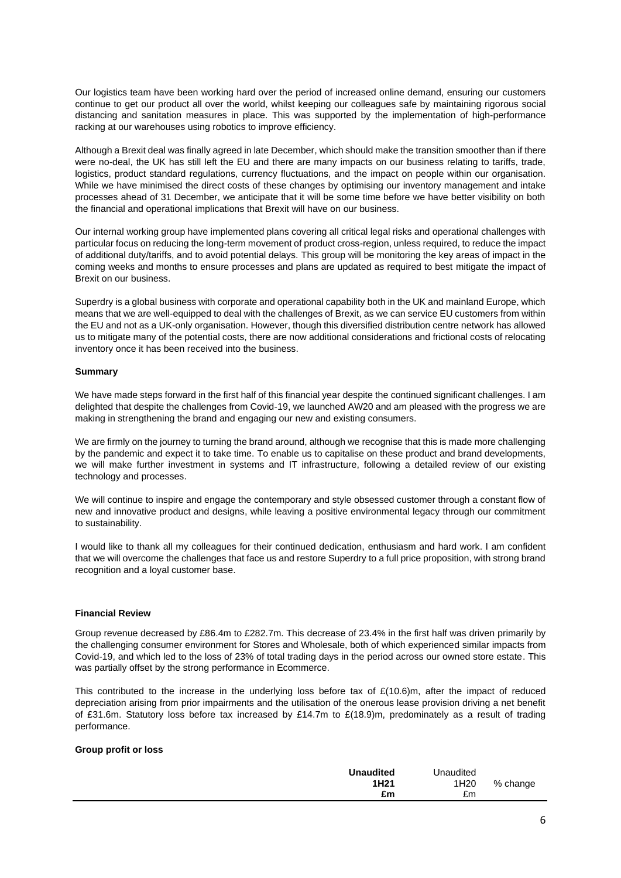Our logistics team have been working hard over the period of increased online demand, ensuring our customers continue to get our product all over the world, whilst keeping our colleagues safe by maintaining rigorous social distancing and sanitation measures in place. This was supported by the implementation of high-performance racking at our warehouses using robotics to improve efficiency.

Although a Brexit deal was finally agreed in late December, which should make the transition smoother than if there were no-deal, the UK has still left the EU and there are many impacts on our business relating to tariffs, trade, logistics, product standard regulations, currency fluctuations, and the impact on people within our organisation. While we have minimised the direct costs of these changes by optimising our inventory management and intake processes ahead of 31 December, we anticipate that it will be some time before we have better visibility on both the financial and operational implications that Brexit will have on our business.

Our internal working group have implemented plans covering all critical legal risks and operational challenges with particular focus on reducing the long-term movement of product cross-region, unless required, to reduce the impact of additional duty/tariffs, and to avoid potential delays. This group will be monitoring the key areas of impact in the coming weeks and months to ensure processes and plans are updated as required to best mitigate the impact of Brexit on our business.

Superdry is a global business with corporate and operational capability both in the UK and mainland Europe, which means that we are well-equipped to deal with the challenges of Brexit, as we can service EU customers from within the EU and not as a UK-only organisation. However, though this diversified distribution centre network has allowed us to mitigate many of the potential costs, there are now additional considerations and frictional costs of relocating inventory once it has been received into the business.

**Summary**

We have made steps forward in the first half of this financial year despite the continued significant challenges. I am delighted that despite the challenges from Covid-19, we launched AW20 and am pleased with the progress we are making in strengthening the brand and engaging our new and existing consumers.

We are firmly on the journey to turning the brand around, although we recognise that this is made more challenging by the pandemic and expect it to take time. To enable us to capitalise on these product and brand developments, we will make further investment in systems and IT infrastructure, following a detailed review of our existing technology and processes.

We will continue to inspire and engage the contemporary and style obsessed customer through a constant flow of new and innovative product and designs, while leaving a positive environmental legacy through our commitment to sustainability.

I would like to thank all my colleagues for their continued dedication, enthusiasm and hard work. I am confident that we will overcome the challenges that face us and restore Superdry to a full price proposition, with strong brand recognition and a loyal customer base.

**Financial Review**

Group revenue decreased by £86.4m to £282.7m. This decrease of 23.4% in the first half was driven primarily by the challenging consumer environment for Stores and Wholesale, both of which experienced similar impacts from Covid-19, and which led to the loss of 23% of total trading days in the period across our owned store estate. This was partially offset by the strong performance in Ecommerce.

This contributed to the increase in the underlying loss before tax of £(10.6)m, after the impact of reduced depreciation arising from prior impairments and the utilisation of the onerous lease provision driving a net benefit of £31.6m. Statutory loss before tax increased by £14.7m to £(18.9)m, predominately as a result of trading performance.

**Group profit or loss**

| | **Unaudited 1H21 £m** | Unaudited 1H20 £m | % change |
|---|---|---|---|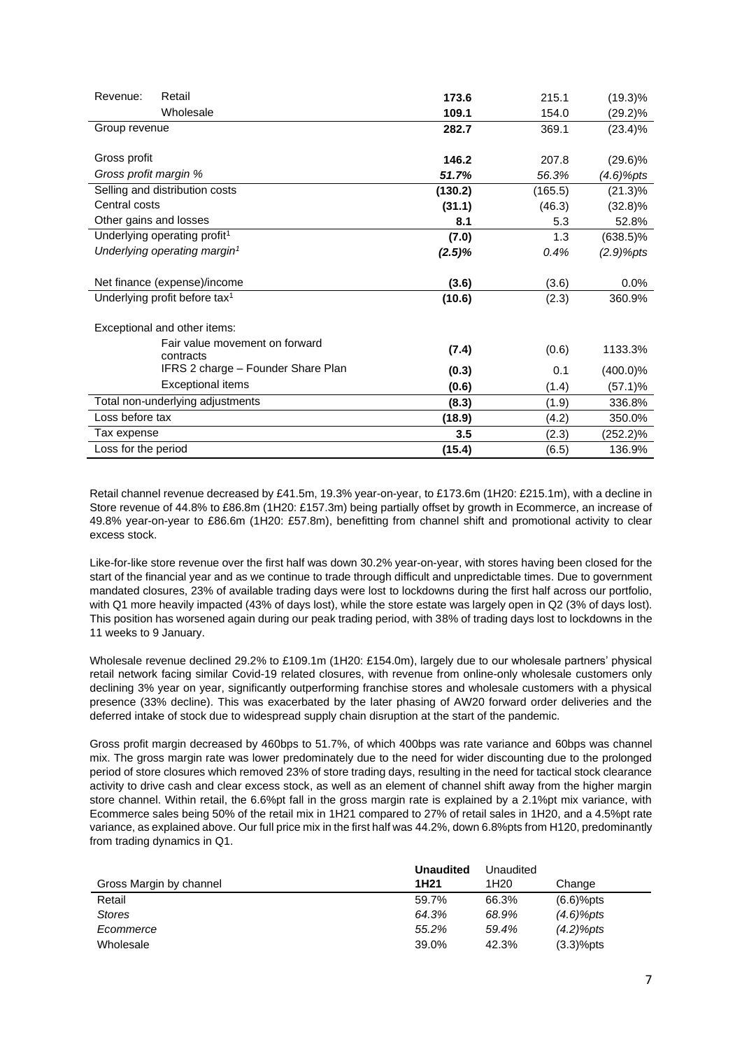| | | | | |
|---|---|---|---|---|
| Revenue: | Retail | **173.6** | 215.1 | (19.3)% |
| | Wholesale | **109.1** | 154.0 | (29.2)% |
| Group revenue | | **282.7** | 369.1 | (23.4)% |
| | | | | |
| Gross profit | | **146.2** | 207.8 | (29.6)% |
| *Gross profit margin %* | | ***51.7%*** | *56.3%* | *(4.6)%pts* |
| Selling and distribution costs | | **(130.2)** | (165.5) | (21.3)% |
| Central costs | | **(31.1)** | (46.3) | (32.8)% |
| Other gains and losses | | **8.1** | 5.3 | 52.8% |
| Underlying operating profit[1] | | **(7.0)** | 1.3 | (638.5)% |
| *Underlying operating margin[1]* | | ***(2.5)%*** | *0.4%* | *(2.9)%pts* |
| | | | | |
| Net finance (expense)/income | | **(3.6)** | (3.6) | 0.0% |
| Underlying profit before tax[1] | | **(10.6)** | (2.3) | 360.9% |
| | | | | |
| Exceptional and other items: | | | | |
| | Fair value movement on forward contracts | **(7.4)** | (0.6) | 1133.3% |
| | IFRS 2 charge – Founder Share Plan | **(0.3)** | 0.1 | (400.0)% |
| | Exceptional items | **(0.6)** | (1.4) | (57.1)% |
| Total non-underlying adjustments | | **(8.3)** | (1.9) | 336.8% |
| Loss before tax | | **(18.9)** | (4.2) | 350.0% |
| Tax expense | | **3.5** | (2.3) | (252.2)% |
| Loss for the period | | **(15.4)** | (6.5) | 136.9% |

Retail channel revenue decreased by £41.5m, 19.3% year-on-year, to £173.6m (1H20: £215.1m), with a decline in Store revenue of 44.8% to £86.8m (1H20: £157.3m) being partially offset by growth in Ecommerce, an increase of 49.8% year-on-year to £86.6m (1H20: £57.8m), benefitting from channel shift and promotional activity to clear excess stock.

Like-for-like store revenue over the first half was down 30.2% year-on-year, with stores having been closed for the start of the financial year and as we continue to trade through difficult and unpredictable times. Due to government mandated closures, 23% of available trading days were lost to lockdowns during the first half across our portfolio, with Q1 more heavily impacted (43% of days lost), while the store estate was largely open in Q2 (3% of days lost). This position has worsened again during our peak trading period, with 38% of trading days lost to lockdowns in the 11 weeks to 9 January.

Wholesale revenue declined 29.2% to £109.1m (1H20: £154.0m), largely due to our wholesale partners' physical retail network facing similar Covid-19 related closures, with revenue from online-only wholesale customers only declining 3% year on year, significantly outperforming franchise stores and wholesale customers with a physical presence (33% decline). This was exacerbated by the later phasing of AW20 forward order deliveries and the deferred intake of stock due to widespread supply chain disruption at the start of the pandemic.

Gross profit margin decreased by 460bps to 51.7%, of which 400bps was rate variance and 60bps was channel mix. The gross margin rate was lower predominately due to the need for wider discounting due to the prolonged period of store closures which removed 23% of store trading days, resulting in the need for tactical stock clearance activity to drive cash and clear excess stock, as well as an element of channel shift away from the higher margin store channel. Within retail, the 6.6%pt fall in the gross margin rate is explained by a 2.1%pt mix variance, with Ecommerce sales being 50% of the retail mix in 1H21 compared to 27% of retail sales in 1H20, and a 4.5%pt rate variance, as explained above. Our full price mix in the first half was 44.2%, down 6.8%pts from H120, predominantly from trading dynamics in Q1.

| Gross Margin by channel | **Unaudited 1H21** | Unaudited 1H20 | Change |
|---|---|---|---|
| Retail | 59.7% | 66.3% | (6.6)%pts |
| *Stores* | *64.3%* | *68.9%* | *(4.6)%pts* |
| *Ecommerce* | *55.2%* | *59.4%* | *(4.2)%pts* |
| Wholesale | 39.0% | 42.3% | (3.3)%pts |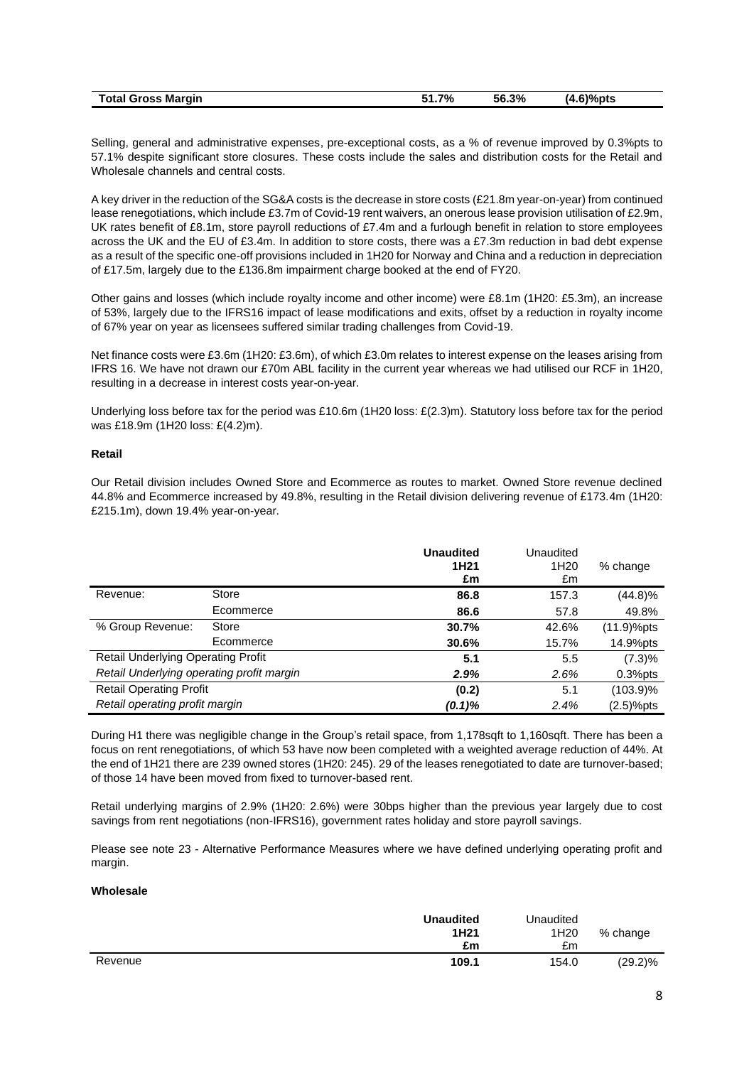| Total Gross Margin | 51.7% | 56.3% | (4.6)%pts |
|---|---|---|---|

Selling, general and administrative expenses, pre-exceptional costs, as a % of revenue improved by 0.3%pts to 57.1% despite significant store closures. These costs include the sales and distribution costs for the Retail and Wholesale channels and central costs.

A key driver in the reduction of the SG&A costs is the decrease in store costs (£21.8m year-on-year) from continued lease renegotiations, which include £3.7m of Covid-19 rent waivers, an onerous lease provision utilisation of £2.9m, UK rates benefit of £8.1m, store payroll reductions of £7.4m and a furlough benefit in relation to store employees across the UK and the EU of £3.4m. In addition to store costs, there was a £7.3m reduction in bad debt expense as a result of the specific one-off provisions included in 1H20 for Norway and China and a reduction in depreciation of £17.5m, largely due to the £136.8m impairment charge booked at the end of FY20.

Other gains and losses (which include royalty income and other income) were £8.1m (1H20: £5.3m), an increase of 53%, largely due to the IFRS16 impact of lease modifications and exits, offset by a reduction in royalty income of 67% year on year as licensees suffered similar trading challenges from Covid-19.

Net finance costs were £3.6m (1H20: £3.6m), of which £3.0m relates to interest expense on the leases arising from IFRS 16. We have not drawn our £70m ABL facility in the current year whereas we had utilised our RCF in 1H20, resulting in a decrease in interest costs year-on-year.

Underlying loss before tax for the period was £10.6m (1H20 loss: £(2.3)m). Statutory loss before tax for the period was £18.9m (1H20 loss: £(4.2)m).

**Retail**

Our Retail division includes Owned Store and Ecommerce as routes to market. Owned Store revenue declined 44.8% and Ecommerce increased by 49.8%, resulting in the Retail division delivering revenue of £173.4m (1H20: £215.1m), down 19.4% year-on-year.

| | | **Unaudited 1H21 £m** | Unaudited 1H20 £m | % change |
|---|---|---|---|---|
| Revenue: | Store | **86.8** | 157.3 | (44.8)% |
| | Ecommerce | **86.6** | 57.8 | 49.8% |
| % Group Revenue: | Store | **30.7%** | 42.6% | (11.9)%pts |
| | Ecommerce | **30.6%** | 15.7% | 14.9%pts |
| Retail Underlying Operating Profit | | **5.1** | 5.5 | (7.3)% |
| *Retail Underlying operating profit margin* | | ***2.9%*** | *2.6%* | *0.3%pts* |
| Retail Operating Profit | | **(0.2)** | 5.1 | (103.9)% |
| *Retail operating profit margin* | | ***(0.1)%*** | *2.4%* | *(2.5)%pts* |

During H1 there was negligible change in the Group's retail space, from 1,178sqft to 1,160sqft. There has been a focus on rent renegotiations, of which 53 have now been completed with a weighted average reduction of 44%. At the end of 1H21 there are 239 owned stores (1H20: 245). 29 of the leases renegotiated to date are turnover-based; of those 14 have been moved from fixed to turnover-based rent.

Retail underlying margins of 2.9% (1H20: 2.6%) were 30bps higher than the previous year largely due to cost savings from rent negotiations (non-IFRS16), government rates holiday and store payroll savings.

Please see note 23 - Alternative Performance Measures where we have defined underlying operating profit and margin.

**Wholesale**

| | **Unaudited 1H21 £m** | Unaudited 1H20 £m | % change |
|---|---|---|---|
| Revenue | **109.1** | 154.0 | (29.2)% |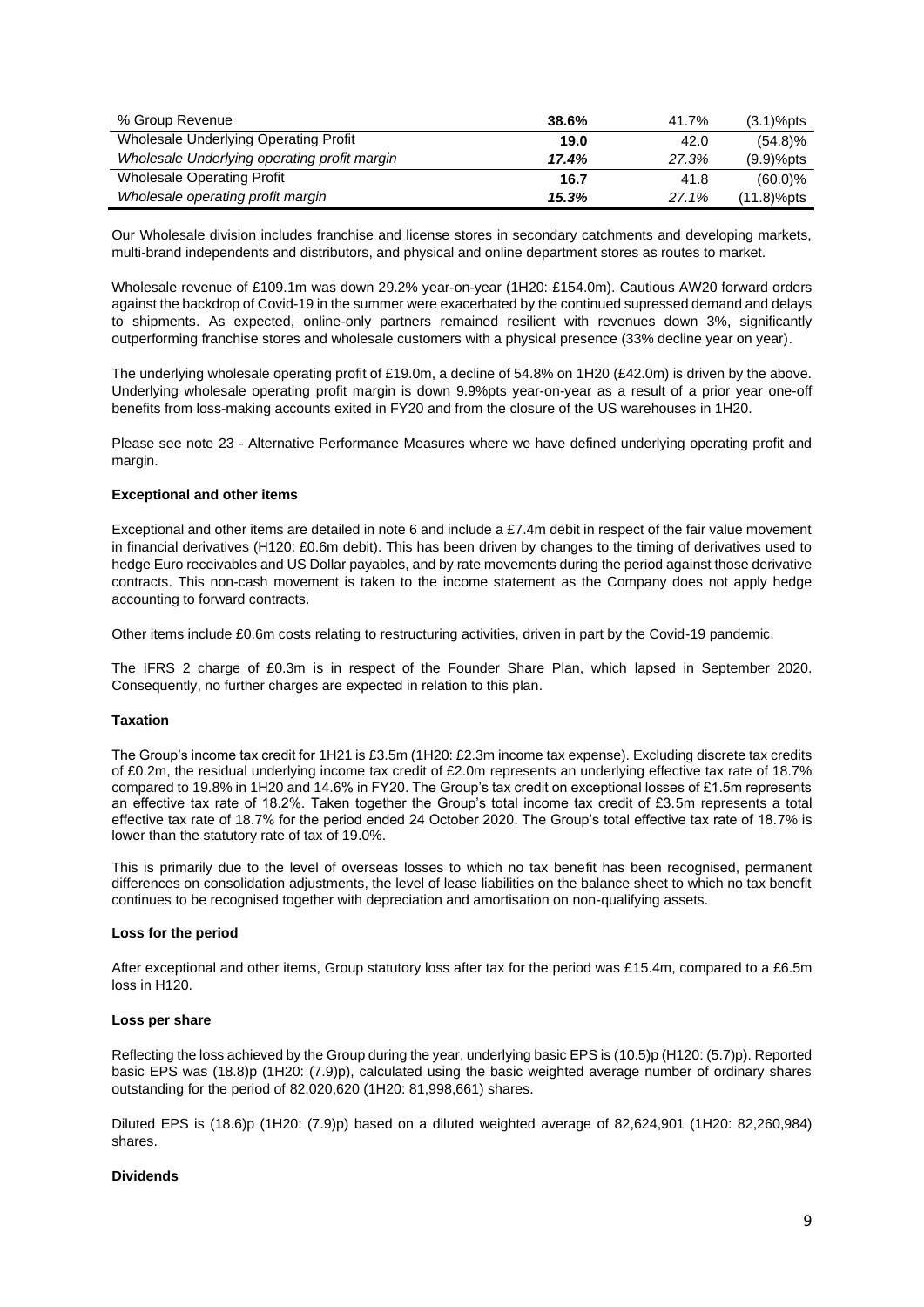| % Group Revenue | **38.6%** | 41.7% | (3.1)%pts |
|---|---|---|---|
| Wholesale Underlying Operating Profit | **19.0** | 42.0 | (54.8)% |
| *Wholesale Underlying operating profit margin* | ***17.4%*** | *27.3%* | (9.9)%pts |
| Wholesale Operating Profit | **16.7** | 41.8 | (60.0)% |
| *Wholesale operating profit margin* | ***15.3%*** | *27.1%* | (11.8)%pts |

Our Wholesale division includes franchise and license stores in secondary catchments and developing markets, multi-brand independents and distributors, and physical and online department stores as routes to market.

Wholesale revenue of £109.1m was down 29.2% year-on-year (1H20: £154.0m). Cautious AW20 forward orders against the backdrop of Covid-19 in the summer were exacerbated by the continued supressed demand and delays to shipments. As expected, online-only partners remained resilient with revenues down 3%, significantly outperforming franchise stores and wholesale customers with a physical presence (33% decline year on year).

The underlying wholesale operating profit of £19.0m, a decline of 54.8% on 1H20 (£42.0m) is driven by the above. Underlying wholesale operating profit margin is down 9.9%pts year-on-year as a result of a prior year one-off benefits from loss-making accounts exited in FY20 and from the closure of the US warehouses in 1H20.

Please see note 23 - Alternative Performance Measures where we have defined underlying operating profit and margin.

**Exceptional and other items**

Exceptional and other items are detailed in note 6 and include a £7.4m debit in respect of the fair value movement in financial derivatives (H120: £0.6m debit). This has been driven by changes to the timing of derivatives used to hedge Euro receivables and US Dollar payables, and by rate movements during the period against those derivative contracts. This non-cash movement is taken to the income statement as the Company does not apply hedge accounting to forward contracts.

Other items include £0.6m costs relating to restructuring activities, driven in part by the Covid-19 pandemic.

The IFRS 2 charge of £0.3m is in respect of the Founder Share Plan, which lapsed in September 2020. Consequently, no further charges are expected in relation to this plan.

**Taxation**

The Group's income tax credit for 1H21 is £3.5m (1H20: £2.3m income tax expense). Excluding discrete tax credits of £0.2m, the residual underlying income tax credit of £2.0m represents an underlying effective tax rate of 18.7% compared to 19.8% in 1H20 and 14.6% in FY20. The Group's tax credit on exceptional losses of £1.5m represents an effective tax rate of 18.2%. Taken together the Group's total income tax credit of £3.5m represents a total effective tax rate of 18.7% for the period ended 24 October 2020. The Group's total effective tax rate of 18.7% is lower than the statutory rate of tax of 19.0%.

This is primarily due to the level of overseas losses to which no tax benefit has been recognised, permanent differences on consolidation adjustments, the level of lease liabilities on the balance sheet to which no tax benefit continues to be recognised together with depreciation and amortisation on non-qualifying assets.

**Loss for the period**

After exceptional and other items, Group statutory loss after tax for the period was £15.4m, compared to a £6.5m loss in H120.

**Loss per share**

Reflecting the loss achieved by the Group during the year, underlying basic EPS is (10.5)p (H120: (5.7)p). Reported basic EPS was (18.8)p (1H20: (7.9)p), calculated using the basic weighted average number of ordinary shares outstanding for the period of 82,020,620 (1H20: 81,998,661) shares.

Diluted EPS is (18.6)p (1H20: (7.9)p) based on a diluted weighted average of 82,624,901 (1H20: 82,260,984) shares.

**Dividends**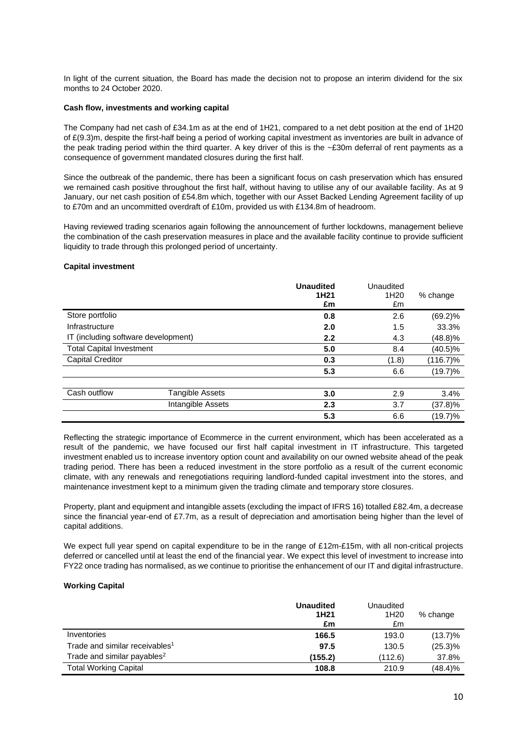In light of the current situation, the Board has made the decision not to propose an interim dividend for the six months to 24 October 2020.

**Cash flow, investments and working capital**

The Company had net cash of £34.1m as at the end of 1H21, compared to a net debt position at the end of 1H20 of £(9.3)m, despite the first-half being a period of working capital investment as inventories are built in advance of the peak trading period within the third quarter. A key driver of this is the ~£30m deferral of rent payments as a consequence of government mandated closures during the first half.

Since the outbreak of the pandemic, there has been a significant focus on cash preservation which has ensured we remained cash positive throughout the first half, without having to utilise any of our available facility. As at 9 January, our net cash position of £54.8m which, together with our Asset Backed Lending Agreement facility of up to £70m and an uncommitted overdraft of £10m, provided us with £134.8m of headroom.

Having reviewed trading scenarios again following the announcement of further lockdowns, management believe the combination of the cash preservation measures in place and the available facility continue to provide sufficient liquidity to trade through this prolonged period of uncertainty.

**Capital investment**

| | | **Unaudited 1H21 £m** | Unaudited 1H20 £m | % change |
|---|---|---|---|---|
| Store portfolio | | **0.8** | 2.6 | (69.2)% |
| Infrastructure | | **2.0** | 1.5 | 33.3% |
| IT (including software development) | | **2.2** | 4.3 | (48.8)% |
| Total Capital Investment | | **5.0** | 8.4 | (40.5)% |
| Capital Creditor | | **0.3** | (1.8) | (116.7)% |
| | | **5.3** | 6.6 | (19.7)% |
| Cash outflow | Tangible Assets | **3.0** | 2.9 | 3.4% |
| | Intangible Assets | **2.3** | 3.7 | (37.8)% |
| | | **5.3** | 6.6 | (19.7)% |

Reflecting the strategic importance of Ecommerce in the current environment, which has been accelerated as a result of the pandemic, we have focused our first half capital investment in IT infrastructure. This targeted investment enabled us to increase inventory option count and availability on our owned website ahead of the peak trading period. There has been a reduced investment in the store portfolio as a result of the current economic climate, with any renewals and renegotiations requiring landlord-funded capital investment into the stores, and maintenance investment kept to a minimum given the trading climate and temporary store closures.

Property, plant and equipment and intangible assets (excluding the impact of IFRS 16) totalled £82.4m, a decrease since the financial year-end of £7.7m, as a result of depreciation and amortisation being higher than the level of capital additions.

We expect full year spend on capital expenditure to be in the range of £12m-£15m, with all non-critical projects deferred or cancelled until at least the end of the financial year. We expect this level of investment to increase into FY22 once trading has normalised, as we continue to prioritise the enhancement of our IT and digital infrastructure.

**Working Capital**

| | **Unaudited 1H21 £m** | Unaudited 1H20 £m | % change |
|---|---|---|---|
| Inventories | **166.5** | 193.0 | (13.7)% |
| Trade and similar receivables[1] | **97.5** | 130.5 | (25.3)% |
| Trade and similar payables[2] | **(155.2)** | (112.6) | 37.8% |
| Total Working Capital | **108.8** | 210.9 | (48.4)% |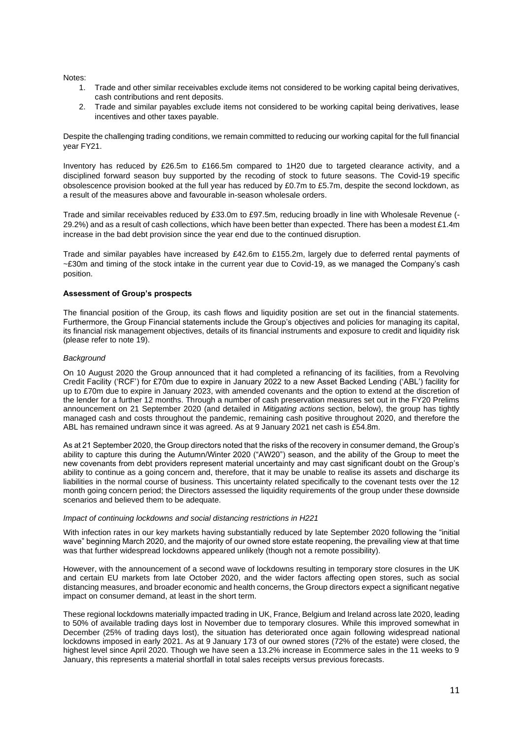Notes:

1. Trade and other similar receivables exclude items not considered to be working capital being derivatives, cash contributions and rent deposits.
2. Trade and similar payables exclude items not considered to be working capital being derivatives, lease incentives and other taxes payable.

Despite the challenging trading conditions, we remain committed to reducing our working capital for the full financial year FY21.

Inventory has reduced by £26.5m to £166.5m compared to 1H20 due to targeted clearance activity, and a disciplined forward season buy supported by the recoding of stock to future seasons. The Covid-19 specific obsolescence provision booked at the full year has reduced by £0.7m to £5.7m, despite the second lockdown, as a result of the measures above and favourable in-season wholesale orders.

Trade and similar receivables reduced by £33.0m to £97.5m, reducing broadly in line with Wholesale Revenue (-29.2%) and as a result of cash collections, which have been better than expected. There has been a modest £1.4m increase in the bad debt provision since the year end due to the continued disruption.

Trade and similar payables have increased by £42.6m to £155.2m, largely due to deferred rental payments of ~£30m and timing of the stock intake in the current year due to Covid-19, as we managed the Company's cash position.

**Assessment of Group's prospects**

The financial position of the Group, its cash flows and liquidity position are set out in the financial statements. Furthermore, the Group Financial statements include the Group's objectives and policies for managing its capital, its financial risk management objectives, details of its financial instruments and exposure to credit and liquidity risk (please refer to note 19).

*Background*

On 10 August 2020 the Group announced that it had completed a refinancing of its facilities, from a Revolving Credit Facility ('RCF') for £70m due to expire in January 2022 to a new Asset Backed Lending ('ABL') facility for up to £70m due to expire in January 2023, with amended covenants and the option to extend at the discretion of the lender for a further 12 months. Through a number of cash preservation measures set out in the FY20 Prelims announcement on 21 September 2020 (and detailed in *Mitigating actions* section, below), the group has tightly managed cash and costs throughout the pandemic, remaining cash positive throughout 2020, and therefore the ABL has remained undrawn since it was agreed. As at 9 January 2021 net cash is £54.8m.

As at 21 September 2020, the Group directors noted that the risks of the recovery in consumer demand, the Group's ability to capture this during the Autumn/Winter 2020 ("AW20") season, and the ability of the Group to meet the new covenants from debt providers represent material uncertainty and may cast significant doubt on the Group's ability to continue as a going concern and, therefore, that it may be unable to realise its assets and discharge its liabilities in the normal course of business. This uncertainty related specifically to the covenant tests over the 12 month going concern period; the Directors assessed the liquidity requirements of the group under these downside scenarios and believed them to be adequate.

*Impact of continuing lockdowns and social distancing restrictions in H221*

With infection rates in our key markets having substantially reduced by late September 2020 following the "initial wave" beginning March 2020, and the majority of our owned store estate reopening, the prevailing view at that time was that further widespread lockdowns appeared unlikely (though not a remote possibility).

However, with the announcement of a second wave of lockdowns resulting in temporary store closures in the UK and certain EU markets from late October 2020, and the wider factors affecting open stores, such as social distancing measures, and broader economic and health concerns, the Group directors expect a significant negative impact on consumer demand, at least in the short term.

These regional lockdowns materially impacted trading in UK, France, Belgium and Ireland across late 2020, leading to 50% of available trading days lost in November due to temporary closures. While this improved somewhat in December (25% of trading days lost), the situation has deteriorated once again following widespread national lockdowns imposed in early 2021. As at 9 January 173 of our owned stores (72% of the estate) were closed, the highest level since April 2020. Though we have seen a 13.2% increase in Ecommerce sales in the 11 weeks to 9 January, this represents a material shortfall in total sales receipts versus previous forecasts.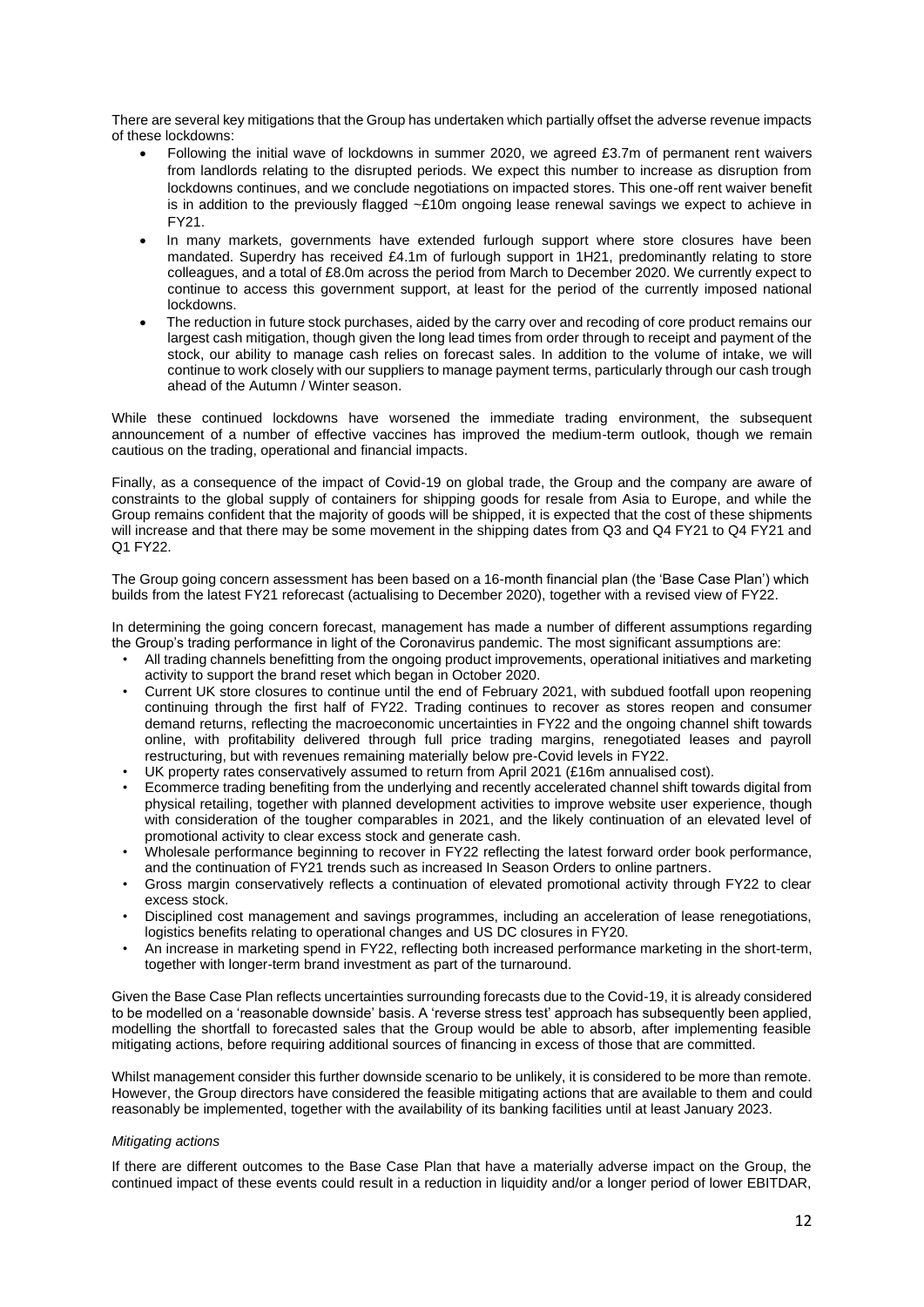There are several key mitigations that the Group has undertaken which partially offset the adverse revenue impacts of these lockdowns:

- Following the initial wave of lockdowns in summer 2020, we agreed £3.7m of permanent rent waivers from landlords relating to the disrupted periods. We expect this number to increase as disruption from lockdowns continues, and we conclude negotiations on impacted stores. This one-off rent waiver benefit is in addition to the previously flagged ~£10m ongoing lease renewal savings we expect to achieve in FY21.
- In many markets, governments have extended furlough support where store closures have been mandated. Superdry has received £4.1m of furlough support in 1H21, predominantly relating to store colleagues, and a total of £8.0m across the period from March to December 2020. We currently expect to continue to access this government support, at least for the period of the currently imposed national lockdowns.
- The reduction in future stock purchases, aided by the carry over and recoding of core product remains our largest cash mitigation, though given the long lead times from order through to receipt and payment of the stock, our ability to manage cash relies on forecast sales. In addition to the volume of intake, we will continue to work closely with our suppliers to manage payment terms, particularly through our cash trough ahead of the Autumn / Winter season.

While these continued lockdowns have worsened the immediate trading environment, the subsequent announcement of a number of effective vaccines has improved the medium-term outlook, though we remain cautious on the trading, operational and financial impacts.

Finally, as a consequence of the impact of Covid-19 on global trade, the Group and the company are aware of constraints to the global supply of containers for shipping goods for resale from Asia to Europe, and while the Group remains confident that the majority of goods will be shipped, it is expected that the cost of these shipments will increase and that there may be some movement in the shipping dates from Q3 and Q4 FY21 to Q4 FY21 and Q1 FY22.

The Group going concern assessment has been based on a 16-month financial plan (the 'Base Case Plan') which builds from the latest FY21 reforecast (actualising to December 2020), together with a revised view of FY22.

In determining the going concern forecast, management has made a number of different assumptions regarding the Group's trading performance in light of the Coronavirus pandemic. The most significant assumptions are:

- All trading channels benefitting from the ongoing product improvements, operational initiatives and marketing activity to support the brand reset which began in October 2020.
- Current UK store closures to continue until the end of February 2021, with subdued footfall upon reopening continuing through the first half of FY22. Trading continues to recover as stores reopen and consumer demand returns, reflecting the macroeconomic uncertainties in FY22 and the ongoing channel shift towards online, with profitability delivered through full price trading margins, renegotiated leases and payroll restructuring, but with revenues remaining materially below pre-Covid levels in FY22.
- UK property rates conservatively assumed to return from April 2021 (£16m annualised cost).
- Ecommerce trading benefiting from the underlying and recently accelerated channel shift towards digital from physical retailing, together with planned development activities to improve website user experience, though with consideration of the tougher comparables in 2021, and the likely continuation of an elevated level of promotional activity to clear excess stock and generate cash.
- Wholesale performance beginning to recover in FY22 reflecting the latest forward order book performance, and the continuation of FY21 trends such as increased In Season Orders to online partners.
- Gross margin conservatively reflects a continuation of elevated promotional activity through FY22 to clear excess stock.
- Disciplined cost management and savings programmes, including an acceleration of lease renegotiations, logistics benefits relating to operational changes and US DC closures in FY20.
- An increase in marketing spend in FY22, reflecting both increased performance marketing in the short-term, together with longer-term brand investment as part of the turnaround.

Given the Base Case Plan reflects uncertainties surrounding forecasts due to the Covid-19, it is already considered to be modelled on a 'reasonable downside' basis. A 'reverse stress test' approach has subsequently been applied, modelling the shortfall to forecasted sales that the Group would be able to absorb, after implementing feasible mitigating actions, before requiring additional sources of financing in excess of those that are committed.

Whilst management consider this further downside scenario to be unlikely, it is considered to be more than remote. However, the Group directors have considered the feasible mitigating actions that are available to them and could reasonably be implemented, together with the availability of its banking facilities until at least January 2023.

*Mitigating actions*

If there are different outcomes to the Base Case Plan that have a materially adverse impact on the Group, the continued impact of these events could result in a reduction in liquidity and/or a longer period of lower EBITDAR,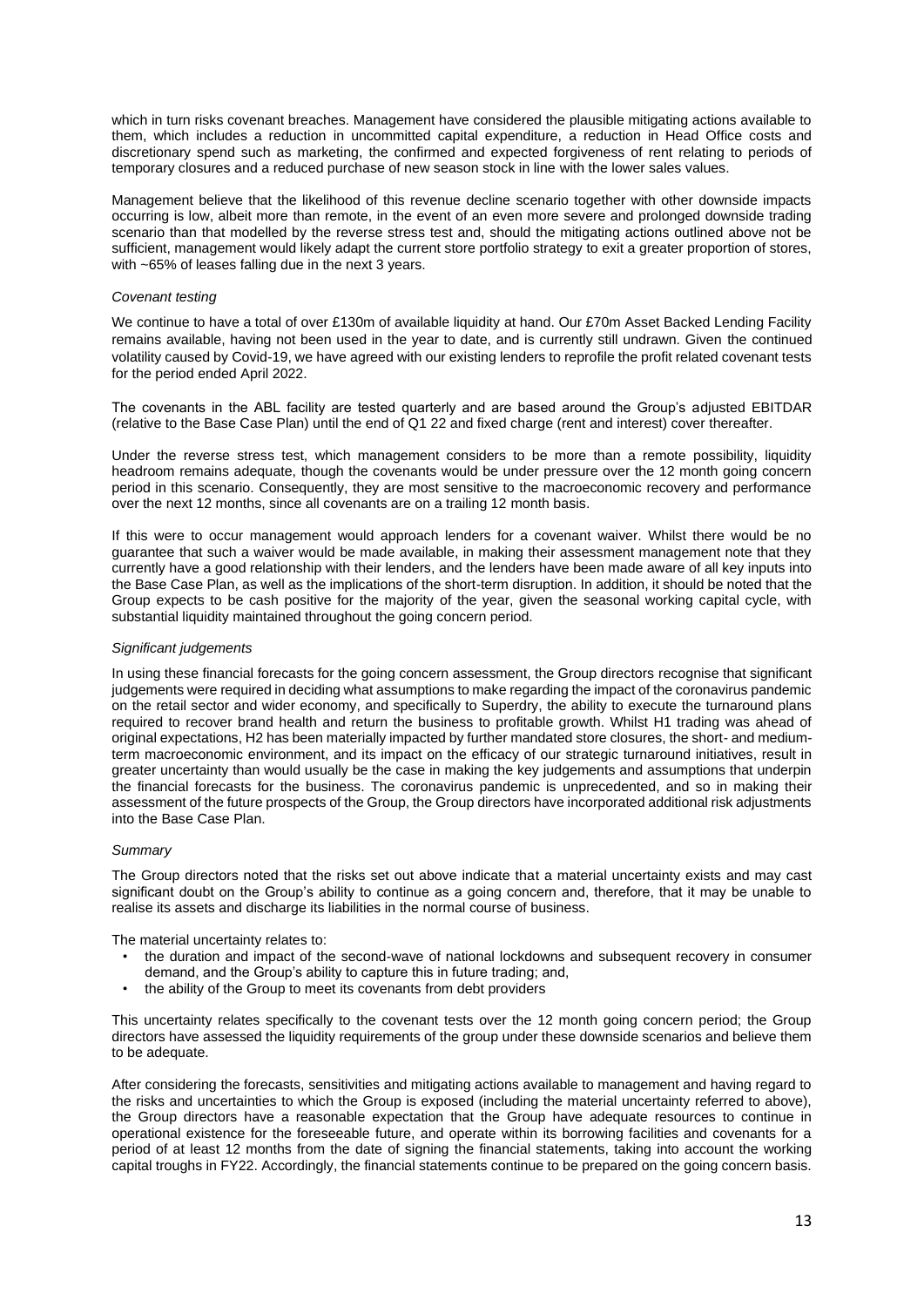which in turn risks covenant breaches. Management have considered the plausible mitigating actions available to them, which includes a reduction in uncommitted capital expenditure, a reduction in Head Office costs and discretionary spend such as marketing, the confirmed and expected forgiveness of rent relating to periods of temporary closures and a reduced purchase of new season stock in line with the lower sales values.

Management believe that the likelihood of this revenue decline scenario together with other downside impacts occurring is low, albeit more than remote, in the event of an even more severe and prolonged downside trading scenario than that modelled by the reverse stress test and, should the mitigating actions outlined above not be sufficient, management would likely adapt the current store portfolio strategy to exit a greater proportion of stores, with ~65% of leases falling due in the next 3 years.

*Covenant testing*

We continue to have a total of over £130m of available liquidity at hand. Our £70m Asset Backed Lending Facility remains available, having not been used in the year to date, and is currently still undrawn. Given the continued volatility caused by Covid-19, we have agreed with our existing lenders to reprofile the profit related covenant tests for the period ended April 2022.

The covenants in the ABL facility are tested quarterly and are based around the Group's adjusted EBITDAR (relative to the Base Case Plan) until the end of Q1 22 and fixed charge (rent and interest) cover thereafter.

Under the reverse stress test, which management considers to be more than a remote possibility, liquidity headroom remains adequate, though the covenants would be under pressure over the 12 month going concern period in this scenario. Consequently, they are most sensitive to the macroeconomic recovery and performance over the next 12 months, since all covenants are on a trailing 12 month basis.

If this were to occur management would approach lenders for a covenant waiver. Whilst there would be no guarantee that such a waiver would be made available, in making their assessment management note that they currently have a good relationship with their lenders, and the lenders have been made aware of all key inputs into the Base Case Plan, as well as the implications of the short-term disruption. In addition, it should be noted that the Group expects to be cash positive for the majority of the year, given the seasonal working capital cycle, with substantial liquidity maintained throughout the going concern period.

*Significant judgements*

In using these financial forecasts for the going concern assessment, the Group directors recognise that significant judgements were required in deciding what assumptions to make regarding the impact of the coronavirus pandemic on the retail sector and wider economy, and specifically to Superdry, the ability to execute the turnaround plans required to recover brand health and return the business to profitable growth. Whilst H1 trading was ahead of original expectations, H2 has been materially impacted by further mandated store closures, the short- and medium-term macroeconomic environment, and its impact on the efficacy of our strategic turnaround initiatives, result in greater uncertainty than would usually be the case in making the key judgements and assumptions that underpin the financial forecasts for the business. The coronavirus pandemic is unprecedented, and so in making their assessment of the future prospects of the Group, the Group directors have incorporated additional risk adjustments into the Base Case Plan.

*Summary*

The Group directors noted that the risks set out above indicate that a material uncertainty exists and may cast significant doubt on the Group's ability to continue as a going concern and, therefore, that it may be unable to realise its assets and discharge its liabilities in the normal course of business.

The material uncertainty relates to:

- the duration and impact of the second-wave of national lockdowns and subsequent recovery in consumer demand, and the Group's ability to capture this in future trading; and,
- the ability of the Group to meet its covenants from debt providers

This uncertainty relates specifically to the covenant tests over the 12 month going concern period; the Group directors have assessed the liquidity requirements of the group under these downside scenarios and believe them to be adequate.

After considering the forecasts, sensitivities and mitigating actions available to management and having regard to the risks and uncertainties to which the Group is exposed (including the material uncertainty referred to above), the Group directors have a reasonable expectation that the Group have adequate resources to continue in operational existence for the foreseeable future, and operate within its borrowing facilities and covenants for a period of at least 12 months from the date of signing the financial statements, taking into account the working capital troughs in FY22. Accordingly, the financial statements continue to be prepared on the going concern basis.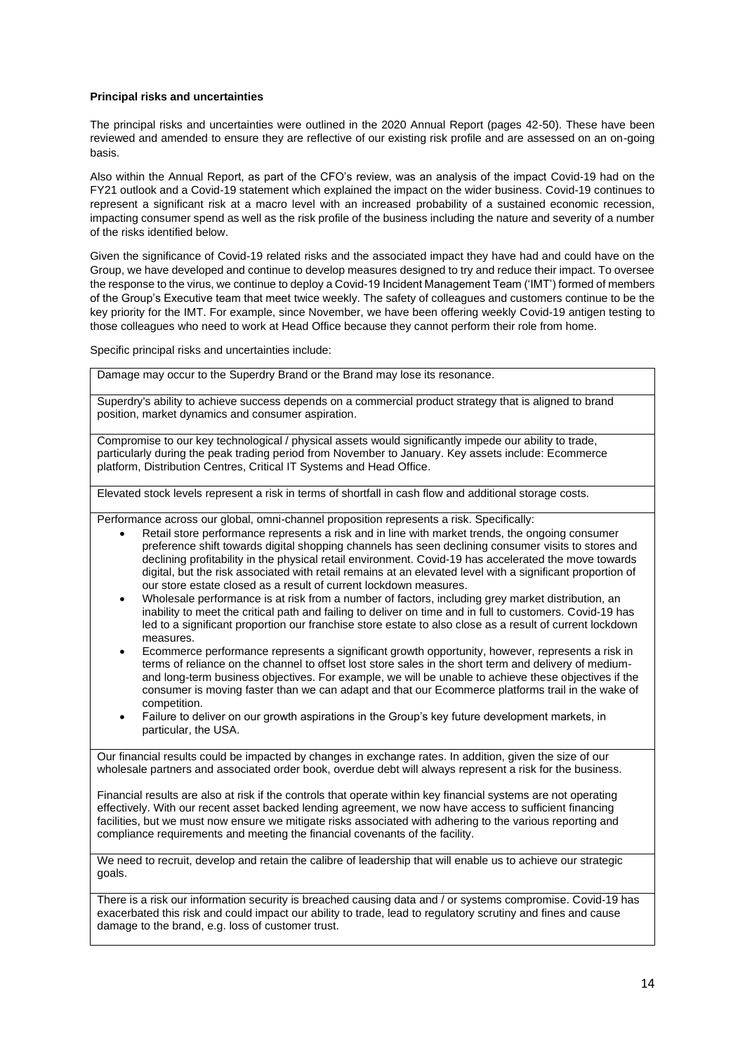**Principal risks and uncertainties**

The principal risks and uncertainties were outlined in the 2020 Annual Report (pages 42-50). These have been reviewed and amended to ensure they are reflective of our existing risk profile and are assessed on an on-going basis.

Also within the Annual Report, as part of the CFO's review, was an analysis of the impact Covid-19 had on the FY21 outlook and a Covid-19 statement which explained the impact on the wider business. Covid-19 continues to represent a significant risk at a macro level with an increased probability of a sustained economic recession, impacting consumer spend as well as the risk profile of the business including the nature and severity of a number of the risks identified below.

Given the significance of Covid-19 related risks and the associated impact they have had and could have on the Group, we have developed and continue to develop measures designed to try and reduce their impact. To oversee the response to the virus, we continue to deploy a Covid-19 Incident Management Team ('IMT') formed of members of the Group's Executive team that meet twice weekly. The safety of colleagues and customers continue to be the key priority for the IMT. For example, since November, we have been offering weekly Covid-19 antigen testing to those colleagues who need to work at Head Office because they cannot perform their role from home.

Specific principal risks and uncertainties include:

| |
|---|
| Damage may occur to the Superdry Brand or the Brand may lose its resonance. |
| Superdry's ability to achieve success depends on a commercial product strategy that is aligned to brand position, market dynamics and consumer aspiration. |
| Compromise to our key technological / physical assets would significantly impede our ability to trade, particularly during the peak trading period from November to January. Key assets include: Ecommerce platform, Distribution Centres, Critical IT Systems and Head Office. |
| Elevated stock levels represent a risk in terms of shortfall in cash flow and additional storage costs. |
| Performance across our global, omni-channel proposition represents a risk. Specifically:<br>• Retail store performance represents a risk and in line with market trends, the ongoing consumer preference shift towards digital shopping channels has seen declining consumer visits to stores and declining profitability in the physical retail environment. Covid-19 has accelerated the move towards digital, but the risk associated with retail remains at an elevated level with a significant proportion of our store estate closed as a result of current lockdown measures.<br>• Wholesale performance is at risk from a number of factors, including grey market distribution, an inability to meet the critical path and failing to deliver on time and in full to customers. Covid-19 has led to a significant proportion our franchise store estate to also close as a result of current lockdown measures.<br>• Ecommerce performance represents a significant growth opportunity, however, represents a risk in terms of reliance on the channel to offset lost store sales in the short term and delivery of medium- and long-term business objectives. For example, we will be unable to achieve these objectives if the consumer is moving faster than we can adapt and that our Ecommerce platforms trail in the wake of competition.<br>• Failure to deliver on our growth aspirations in the Group's key future development markets, in particular, the USA. |
| Our financial results could be impacted by changes in exchange rates. In addition, given the size of our wholesale partners and associated order book, overdue debt will always represent a risk for the business.<br><br>Financial results are also at risk if the controls that operate within key financial systems are not operating effectively. With our recent asset backed lending agreement, we now have access to sufficient financing facilities, but we must now ensure we mitigate risks associated with adhering to the various reporting and compliance requirements and meeting the financial covenants of the facility. |
| We need to recruit, develop and retain the calibre of leadership that will enable us to achieve our strategic goals. |
| There is a risk our information security is breached causing data and / or systems compromise. Covid-19 has exacerbated this risk and could impact our ability to trade, lead to regulatory scrutiny and fines and cause damage to the brand, e.g. loss of customer trust. |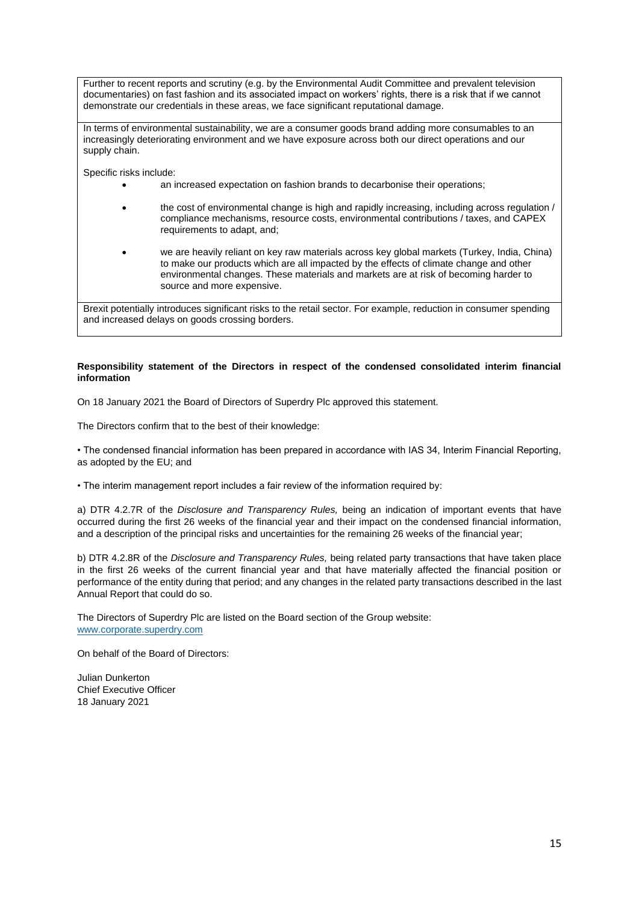| |
|---|
| Further to recent reports and scrutiny (e.g. by the Environmental Audit Committee and prevalent television documentaries) on fast fashion and its associated impact on workers' rights, there is a risk that if we cannot demonstrate our credentials in these areas, we face significant reputational damage. |
| In terms of environmental sustainability, we are a consumer goods brand adding more consumables to an increasingly deteriorating environment and we have exposure across both our direct operations and our supply chain.<br><br>Specific risks include:<br>• an increased expectation on fashion brands to decarbonise their operations;<br>• the cost of environmental change is high and rapidly increasing, including across regulation / compliance mechanisms, resource costs, environmental contributions / taxes, and CAPEX requirements to adapt, and;<br>• we are heavily reliant on key raw materials across key global markets (Turkey, India, China) to make our products which are all impacted by the effects of climate change and other environmental changes. These materials and markets are at risk of becoming harder to source and more expensive. |
| Brexit potentially introduces significant risks to the retail sector. For example, reduction in consumer spending and increased delays on goods crossing borders. |

**Responsibility statement of the Directors in respect of the condensed consolidated interim financial information**

On 18 January 2021 the Board of Directors of Superdry Plc approved this statement.

The Directors confirm that to the best of their knowledge:

• The condensed financial information has been prepared in accordance with IAS 34, Interim Financial Reporting, as adopted by the EU; and

• The interim management report includes a fair review of the information required by:

a) DTR 4.2.7R of the *Disclosure and Transparency Rules,* being an indication of important events that have occurred during the first 26 weeks of the financial year and their impact on the condensed financial information, and a description of the principal risks and uncertainties for the remaining 26 weeks of the financial year;

b) DTR 4.2.8R of the *Disclosure and Transparency Rules,* being related party transactions that have taken place in the first 26 weeks of the current financial year and that have materially affected the financial position or performance of the entity during that period; and any changes in the related party transactions described in the last Annual Report that could do so.

The Directors of Superdry Plc are listed on the Board section of the Group website:
www.corporate.superdry.com

On behalf of the Board of Directors:

Julian Dunkerton
Chief Executive Officer
18 January 2021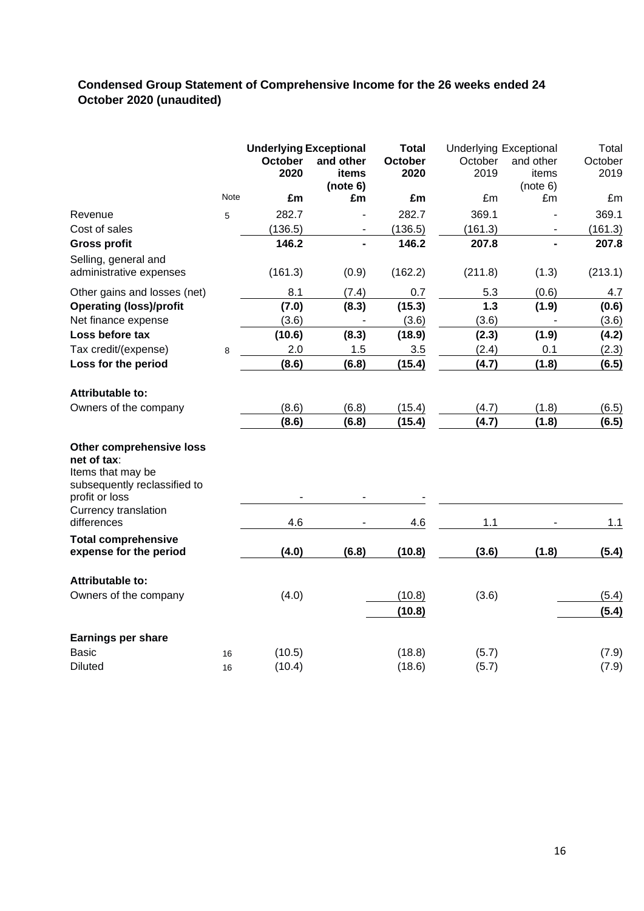## Condensed Group Statement of Comprehensive Income for the 26 weeks ended 24 October 2020 (unaudited)

| | Note | Underlying October 2020 | Exceptional and other items (note 6) | Total October 2020 | Underlying October 2019 | Exceptional and other items (note 6) | Total October 2019 |
|---|---|---|---|---|---|---|---|
| | | £m | £m | £m | £m | £m | £m |
| Revenue | 5 | 282.7 | - | 282.7 | 369.1 | - | 369.1 |
| Cost of sales | | (136.5) | - | (136.5) | (161.3) | - | (161.3) |
| **Gross profit** | | **146.2** | **-** | **146.2** | **207.8** | **-** | **207.8** |
| Selling, general and administrative expenses | | (161.3) | (0.9) | (162.2) | (211.8) | (1.3) | (213.1) |
| Other gains and losses (net) | | 8.1 | (7.4) | 0.7 | 5.3 | (0.6) | 4.7 |
| **Operating (loss)/profit** | | **(7.0)** | **(8.3)** | **(15.3)** | **1.3** | **(1.9)** | **(0.6)** |
| Net finance expense | | (3.6) | - | (3.6) | (3.6) | - | (3.6) |
| **Loss before tax** | | **(10.6)** | **(8.3)** | **(18.9)** | **(2.3)** | **(1.9)** | **(4.2)** |
| Tax credit/(expense) | 8 | 2.0 | 1.5 | 3.5 | (2.4) | 0.1 | (2.3) |
| **Loss for the period** | | **(8.6)** | **(6.8)** | **(15.4)** | **(4.7)** | **(1.8)** | **(6.5)** |
| | | | | | | | |
| **Attributable to:** | | | | | | | |
| Owners of the company | | (8.6) | (6.8) | (15.4) | (4.7) | (1.8) | (6.5) |
| | | **(8.6)** | **(6.8)** | **(15.4)** | **(4.7)** | **(1.8)** | **(6.5)** |
| | | | | | | | |
| **Other comprehensive loss net of tax**: | | | | | | | |
| Items that may be subsequently reclassified to profit or loss | | - | - | - | | | |
| Currency translation differences | | 4.6 | - | 4.6 | 1.1 | - | 1.1 |
| **Total comprehensive expense for the period** | | **(4.0)** | **(6.8)** | **(10.8)** | **(3.6)** | **(1.8)** | **(5.4)** |
| | | | | | | | |
| **Attributable to:** | | | | | | | |
| Owners of the company | | (4.0) | | (10.8) | (3.6) | | (5.4) |
| | | | | **(10.8)** | | | **(5.4)** |
| | | | | | | | |
| **Earnings per share** | | | | | | | |
| Basic | 16 | (10.5) | | (18.8) | (5.7) | | (7.9) |
| Diluted | 16 | (10.4) | | (18.6) | (5.7) | | (7.9) |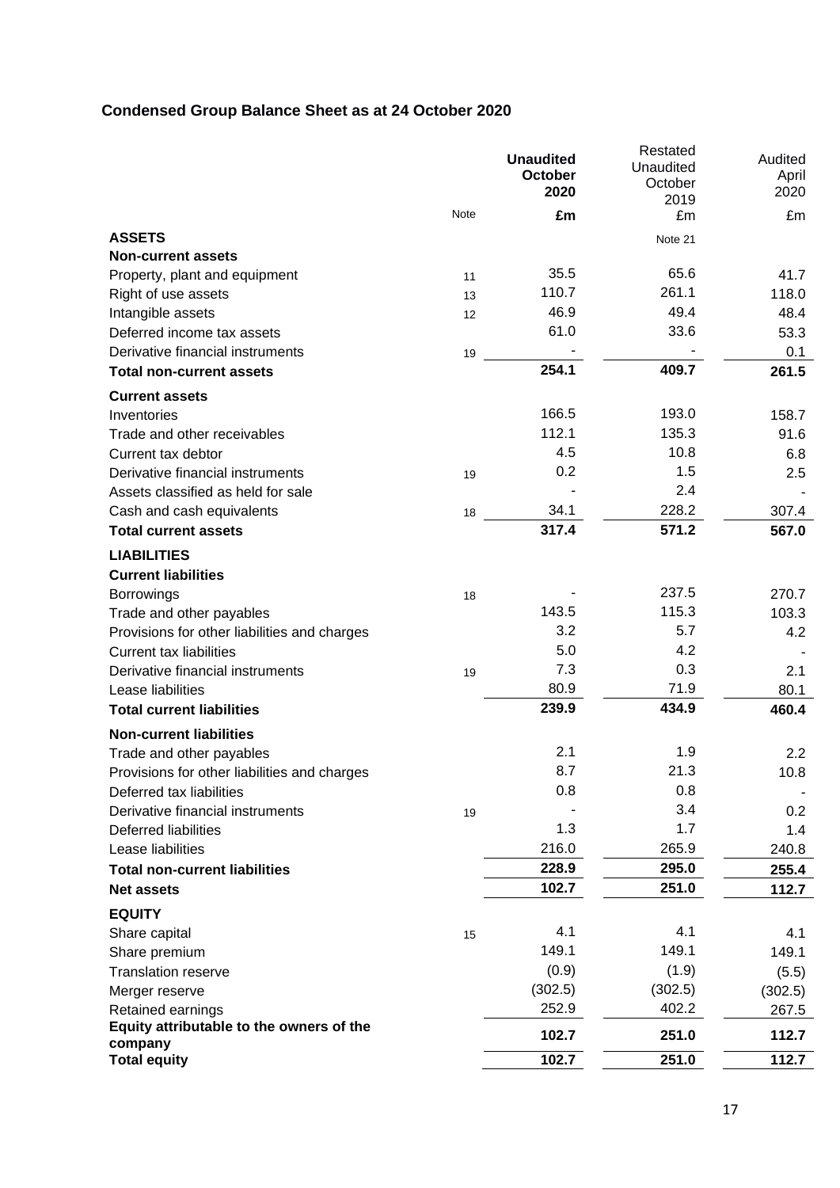## Condensed Group Balance Sheet as at 24 October 2020

| | Note | **Unaudited October 2020** | Restated Unaudited October 2019 | Audited April 2020 |
|---|---|---|---|---|
| | | **£m** | £m | £m |
| **ASSETS** | | | Note 21 | |
| **Non-current assets** | | | | |
| Property, plant and equipment | 11 | 35.5 | 65.6 | 41.7 |
| Right of use assets | 13 | 110.7 | 261.1 | 118.0 |
| Intangible assets | 12 | 46.9 | 49.4 | 48.4 |
| Deferred income tax assets | | 61.0 | 33.6 | 53.3 |
| Derivative financial instruments | 19 | - | - | 0.1 |
| **Total non-current assets** | | **254.1** | **409.7** | **261.5** |
| **Current assets** | | | | |
| Inventories | | 166.5 | 193.0 | 158.7 |
| Trade and other receivables | | 112.1 | 135.3 | 91.6 |
| Current tax debtor | | 4.5 | 10.8 | 6.8 |
| Derivative financial instruments | 19 | 0.2 | 1.5 | 2.5 |
| Assets classified as held for sale | | - | 2.4 | - |
| Cash and cash equivalents | 18 | 34.1 | 228.2 | 307.4 |
| **Total current assets** | | **317.4** | **571.2** | **567.0** |
| **LIABILITIES** | | | | |
| **Current liabilities** | | | | |
| Borrowings | 18 | - | 237.5 | 270.7 |
| Trade and other payables | | 143.5 | 115.3 | 103.3 |
| Provisions for other liabilities and charges | | 3.2 | 5.7 | 4.2 |
| Current tax liabilities | | 5.0 | 4.2 | - |
| Derivative financial instruments | 19 | 7.3 | 0.3 | 2.1 |
| Lease liabilities | | 80.9 | 71.9 | 80.1 |
| **Total current liabilities** | | **239.9** | **434.9** | **460.4** |
| **Non-current liabilities** | | | | |
| Trade and other payables | | 2.1 | 1.9 | 2.2 |
| Provisions for other liabilities and charges | | 8.7 | 21.3 | 10.8 |
| Deferred tax liabilities | | 0.8 | 0.8 | - |
| Derivative financial instruments | 19 | - | 3.4 | 0.2 |
| Deferred liabilities | | 1.3 | 1.7 | 1.4 |
| Lease liabilities | | 216.0 | 265.9 | 240.8 |
| **Total non-current liabilities** | | **228.9** | **295.0** | **255.4** |
| **Net assets** | | **102.7** | **251.0** | **112.7** |
| **EQUITY** | | | | |
| Share capital | 15 | 4.1 | 4.1 | 4.1 |
| Share premium | | 149.1 | 149.1 | 149.1 |
| Translation reserve | | (0.9) | (1.9) | (5.5) |
| Merger reserve | | (302.5) | (302.5) | (302.5) |
| Retained earnings | | 252.9 | 402.2 | 267.5 |
| **Equity attributable to the owners of the company** | | **102.7** | **251.0** | **112.7** |
| **Total equity** | | **102.7** | **251.0** | **112.7** |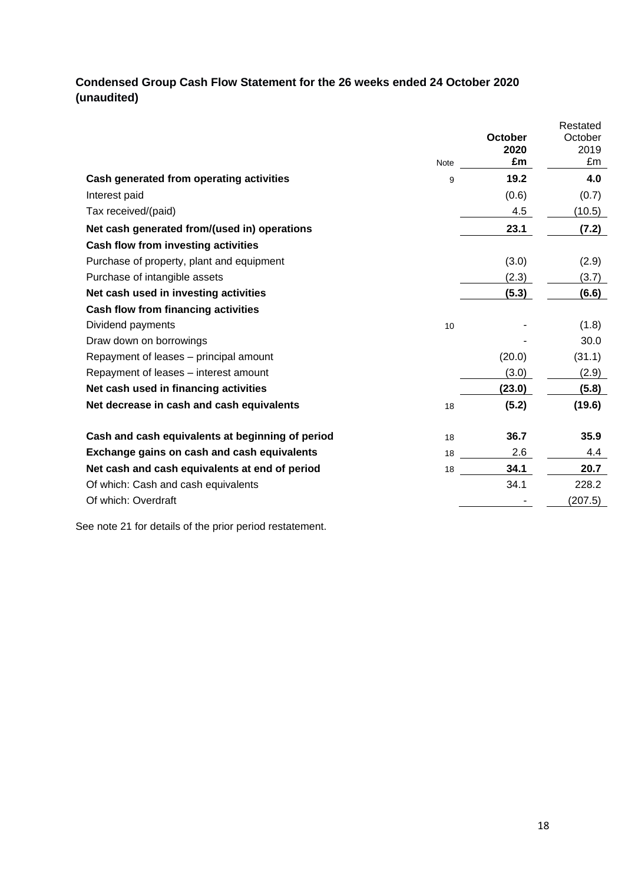## Condensed Group Cash Flow Statement for the 26 weeks ended 24 October 2020 (unaudited)

| | Note | **October 2020 £m** | Restated October 2019 £m |
|---|---|---|---|
| **Cash generated from operating activities** | 9 | **19.2** | **4.0** |
| Interest paid | | (0.6) | (0.7) |
| Tax received/(paid) | | 4.5 | (10.5) |
| **Net cash generated from/(used in) operations** | | **23.1** | **(7.2)** |
| **Cash flow from investing activities** | | | |
| Purchase of property, plant and equipment | | (3.0) | (2.9) |
| Purchase of intangible assets | | (2.3) | (3.7) |
| **Net cash used in investing activities** | | **(5.3)** | **(6.6)** |
| **Cash flow from financing activities** | | | |
| Dividend payments | 10 | - | (1.8) |
| Draw down on borrowings | | - | 30.0 |
| Repayment of leases – principal amount | | (20.0) | (31.1) |
| Repayment of leases – interest amount | | (3.0) | (2.9) |
| **Net cash used in financing activities** | | **(23.0)** | **(5.8)** |
| **Net decrease in cash and cash equivalents** | 18 | **(5.2)** | **(19.6)** |
| | | | |
| **Cash and cash equivalents at beginning of period** | 18 | **36.7** | **35.9** |
| **Exchange gains on cash and cash equivalents** | 18 | 2.6 | 4.4 |
| **Net cash and cash equivalents at end of period** | 18 | **34.1** | **20.7** |
| Of which: Cash and cash equivalents | | 34.1 | 228.2 |
| Of which: Overdraft | | - | (207.5) |

See note 21 for details of the prior period restatement.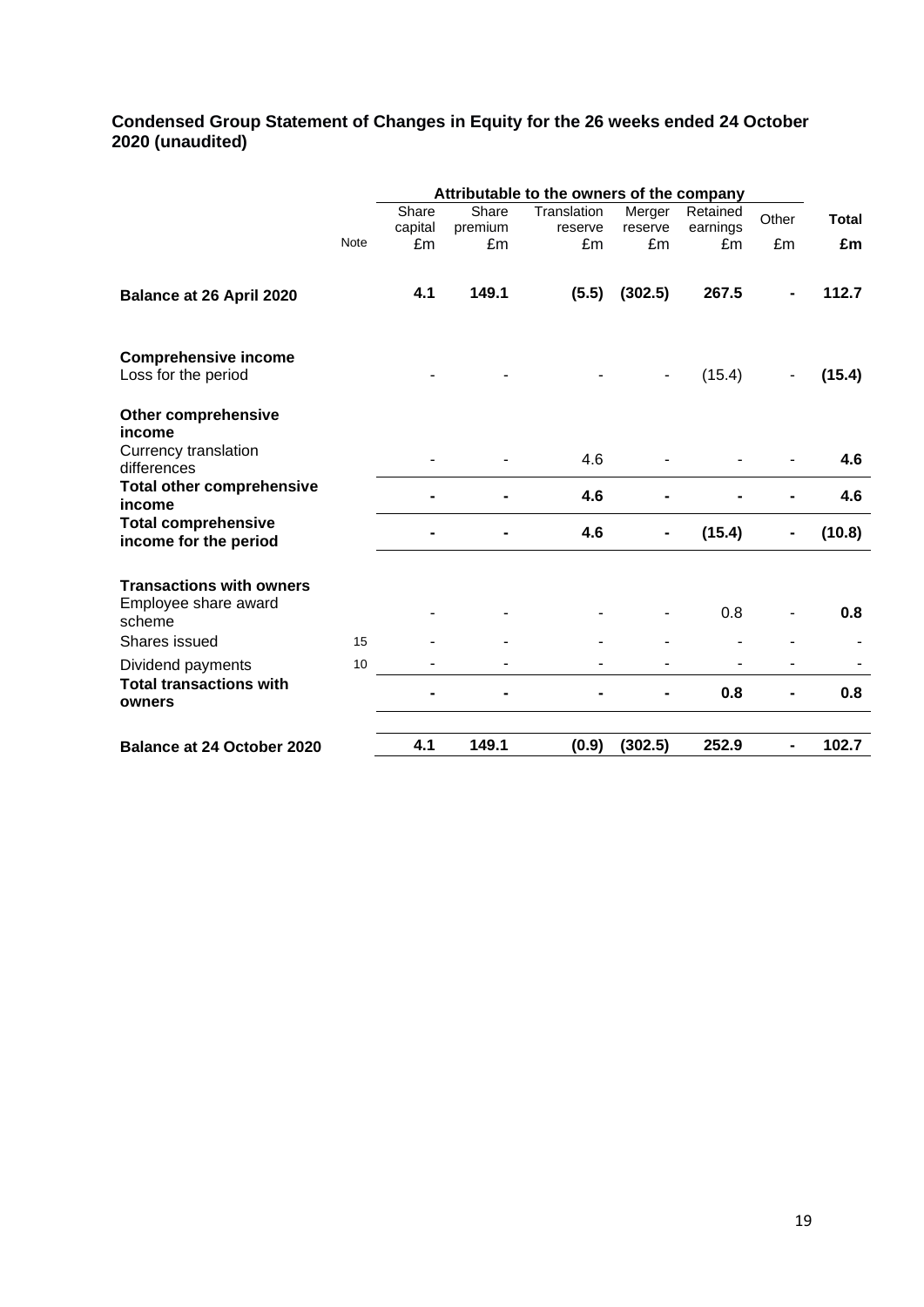## Condensed Group Statement of Changes in Equity for the 26 weeks ended 24 October 2020 (unaudited)

| | | Attributable to the owners of the company | | | | | | |
|---|---|---|---|---|---|---|---|---|
| | Note | Share capital £m | Share premium £m | Translation reserve £m | Merger reserve £m | Retained earnings £m | Other £m | **Total £m** |
| **Balance at 26 April 2020** | | **4.1** | **149.1** | **(5.5)** | **(302.5)** | **267.5** | **-** | **112.7** |
| **Comprehensive income** | | | | | | | | |
| Loss for the period | | - | - | - | - | (15.4) | - | **(15.4)** |
| **Other comprehensive income** | | | | | | | | |
| Currency translation differences | | - | - | 4.6 | - | - | - | **4.6** |
| **Total other comprehensive income** | | **-** | **-** | **4.6** | **-** | **-** | **-** | **4.6** |
| **Total comprehensive income for the period** | | **-** | **-** | **4.6** | **-** | **(15.4)** | **-** | **(10.8)** |
| **Transactions with owners** | | | | | | | | |
| Employee share award scheme | | - | - | - | - | 0.8 | - | **0.8** |
| Shares issued | 15 | - | - | - | - | - | - | - |
| Dividend payments | 10 | - | - | - | - | - | - | - |
| **Total transactions with owners** | | **-** | **-** | **-** | **-** | **0.8** | **-** | **0.8** |
| **Balance at 24 October 2020** | | **4.1** | **149.1** | **(0.9)** | **(302.5)** | **252.9** | **-** | **102.7** |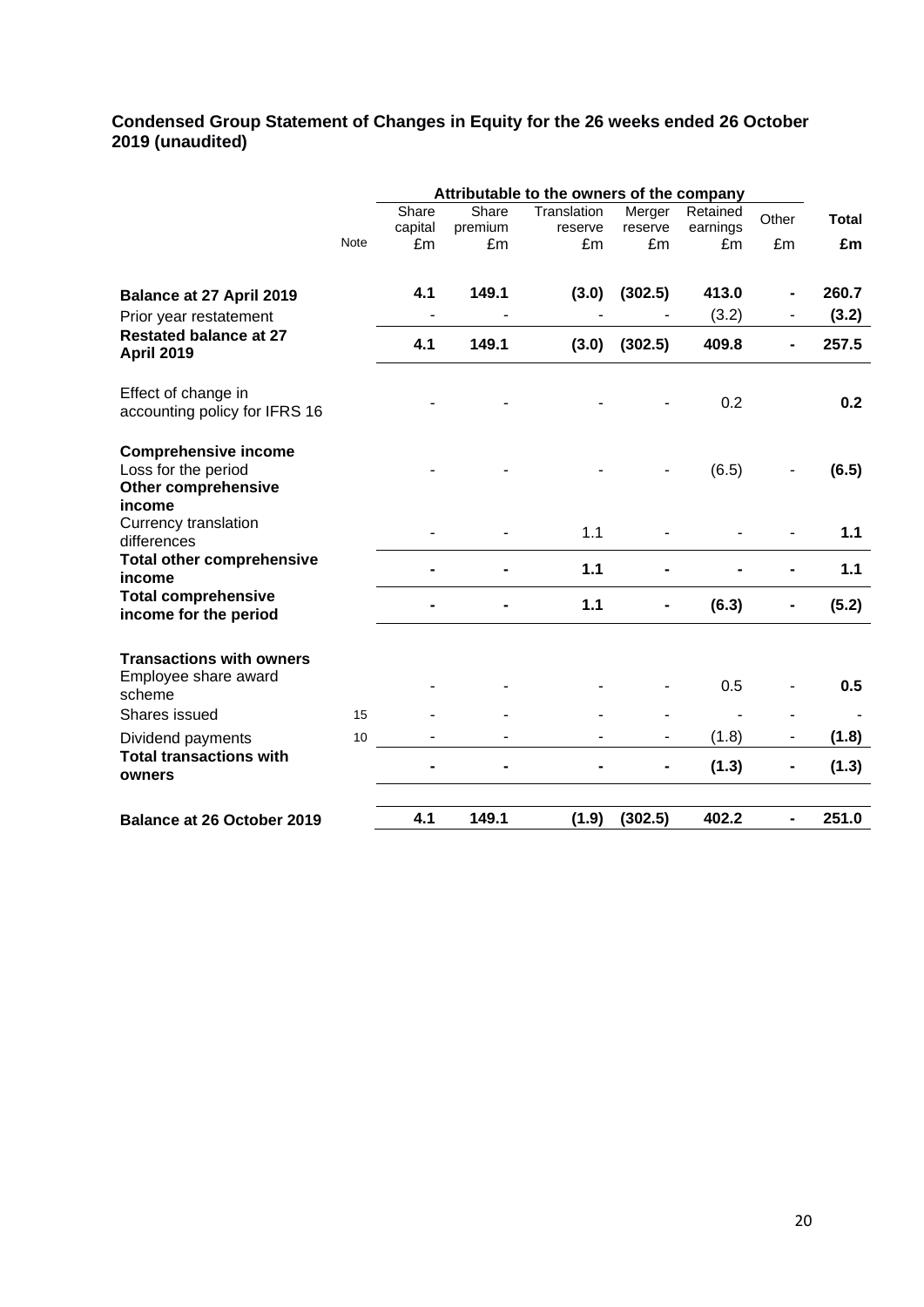## Condensed Group Statement of Changes in Equity for the 26 weeks ended 26 October 2019 (unaudited)

| | | Attributable to the owners of the company | | | | | | |
|---|---|---|---|---|---|---|---|---|
| | Note | Share capital £m | Share premium £m | Translation reserve £m | Merger reserve £m | Retained earnings £m | Other £m | **Total £m** |
| **Balance at 27 April 2019** | | **4.1** | **149.1** | **(3.0)** | **(302.5)** | **413.0** | **-** | **260.7** |
| Prior year restatement | | - | - | - | - | (3.2) | - | **(3.2)** |
| **Restated balance at 27 April 2019** | | **4.1** | **149.1** | **(3.0)** | **(302.5)** | **409.8** | **-** | **257.5** |
| Effect of change in accounting policy for IFRS 16 | | - | - | - | - | 0.2 | | **0.2** |
| **Comprehensive income** | | | | | | | | |
| Loss for the period | | - | - | - | - | (6.5) | - | **(6.5)** |
| **Other comprehensive income** | | | | | | | | |
| Currency translation differences | | - | - | 1.1 | - | - | - | **1.1** |
| **Total other comprehensive income** | | **-** | **-** | **1.1** | **-** | **-** | **-** | **1.1** |
| **Total comprehensive income for the period** | | **-** | **-** | **1.1** | **-** | **(6.3)** | **-** | **(5.2)** |
| **Transactions with owners** | | | | | | | | |
| Employee share award scheme | | - | - | - | - | 0.5 | - | **0.5** |
| Shares issued | 15 | - | - | - | - | - | - | **-** |
| Dividend payments | 10 | - | - | - | - | (1.8) | - | **(1.8)** |
| **Total transactions with owners** | | **-** | **-** | **-** | **-** | **(1.3)** | **-** | **(1.3)** |
| **Balance at 26 October 2019** | | **4.1** | **149.1** | **(1.9)** | **(302.5)** | **402.2** | **-** | **251.0** |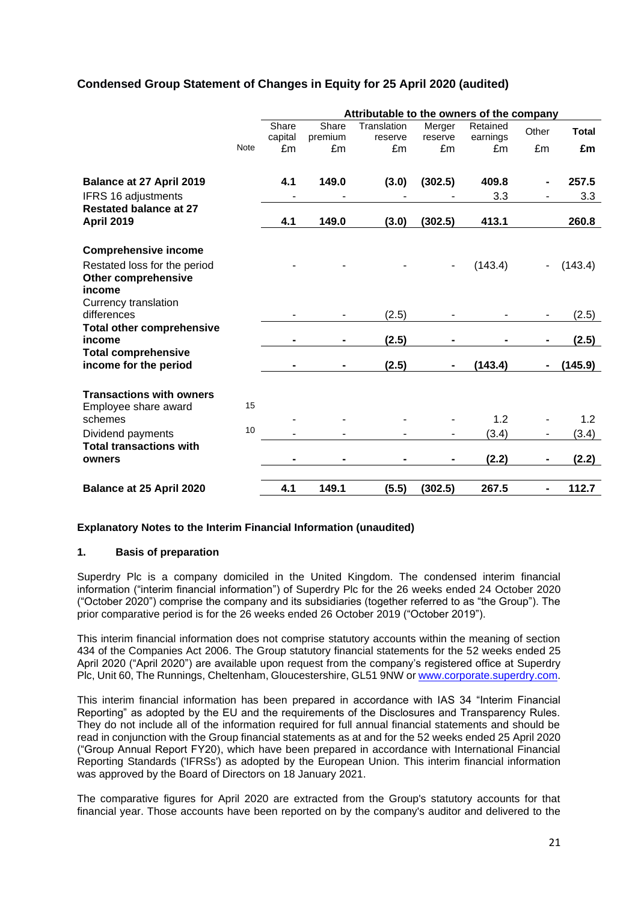## Condensed Group Statement of Changes in Equity for 25 April 2020 (audited)

| | | Attributable to the owners of the company | | | | | | |
|---|---|---|---|---|---|---|---|---|
| | Note | Share capital £m | Share premium £m | Translation reserve £m | Merger reserve £m | Retained earnings £m | Other £m | **Total £m** |
| **Balance at 27 April 2019** | | **4.1** | **149.0** | **(3.0)** | **(302.5)** | **409.8** | **-** | **257.5** |
| IFRS 16 adjustments | | - | - | - | - | 3.3 | - | 3.3 |
| **Restated balance at 27 April 2019** | | **4.1** | **149.0** | **(3.0)** | **(302.5)** | **413.1** | | **260.8** |
| **Comprehensive income** | | | | | | | | |
| Restated loss for the period | | - | - | - | - | (143.4) | - | (143.4) |
| **Other comprehensive income** | | | | | | | | |
| Currency translation differences | | - | - | (2.5) | - | - | - | (2.5) |
| **Total other comprehensive income** | | **-** | **-** | **(2.5)** | **-** | **-** | **-** | **(2.5)** |
| **Total comprehensive income for the period** | | **-** | **-** | **(2.5)** | **-** | **(143.4)** | **-** | **(145.9)** |
| **Transactions with owners** | | | | | | | | |
| Employee share award schemes | 15 | - | - | - | - | 1.2 | - | 1.2 |
| Dividend payments | 10 | - | - | - | - | (3.4) | - | (3.4) |
| **Total transactions with owners** | | **-** | **-** | **-** | **-** | **(2.2)** | **-** | **(2.2)** |
| **Balance at 25 April 2020** | | **4.1** | **149.1** | **(5.5)** | **(302.5)** | **267.5** | **-** | **112.7** |

### Explanatory Notes to the Interim Financial Information (unaudited)

### 1. Basis of preparation

Superdry Plc is a company domiciled in the United Kingdom. The condensed interim financial information ("interim financial information") of Superdry Plc for the 26 weeks ended 24 October 2020 ("October 2020") comprise the company and its subsidiaries (together referred to as "the Group"). The prior comparative period is for the 26 weeks ended 26 October 2019 ("October 2019").

This interim financial information does not comprise statutory accounts within the meaning of section 434 of the Companies Act 2006. The Group statutory financial statements for the 52 weeks ended 25 April 2020 ("April 2020") are available upon request from the company's registered office at Superdry Plc, Unit 60, The Runnings, Cheltenham, Gloucestershire, GL51 9NW or www.corporate.superdry.com.

This interim financial information has been prepared in accordance with IAS 34 "Interim Financial Reporting" as adopted by the EU and the requirements of the Disclosures and Transparency Rules. They do not include all of the information required for full annual financial statements and should be read in conjunction with the Group financial statements as at and for the 52 weeks ended 25 April 2020 ("Group Annual Report FY20), which have been prepared in accordance with International Financial Reporting Standards ('IFRSs') as adopted by the European Union. This interim financial information was approved by the Board of Directors on 18 January 2021.

The comparative figures for April 2020 are extracted from the Group's statutory accounts for that financial year. Those accounts have been reported on by the company's auditor and delivered to the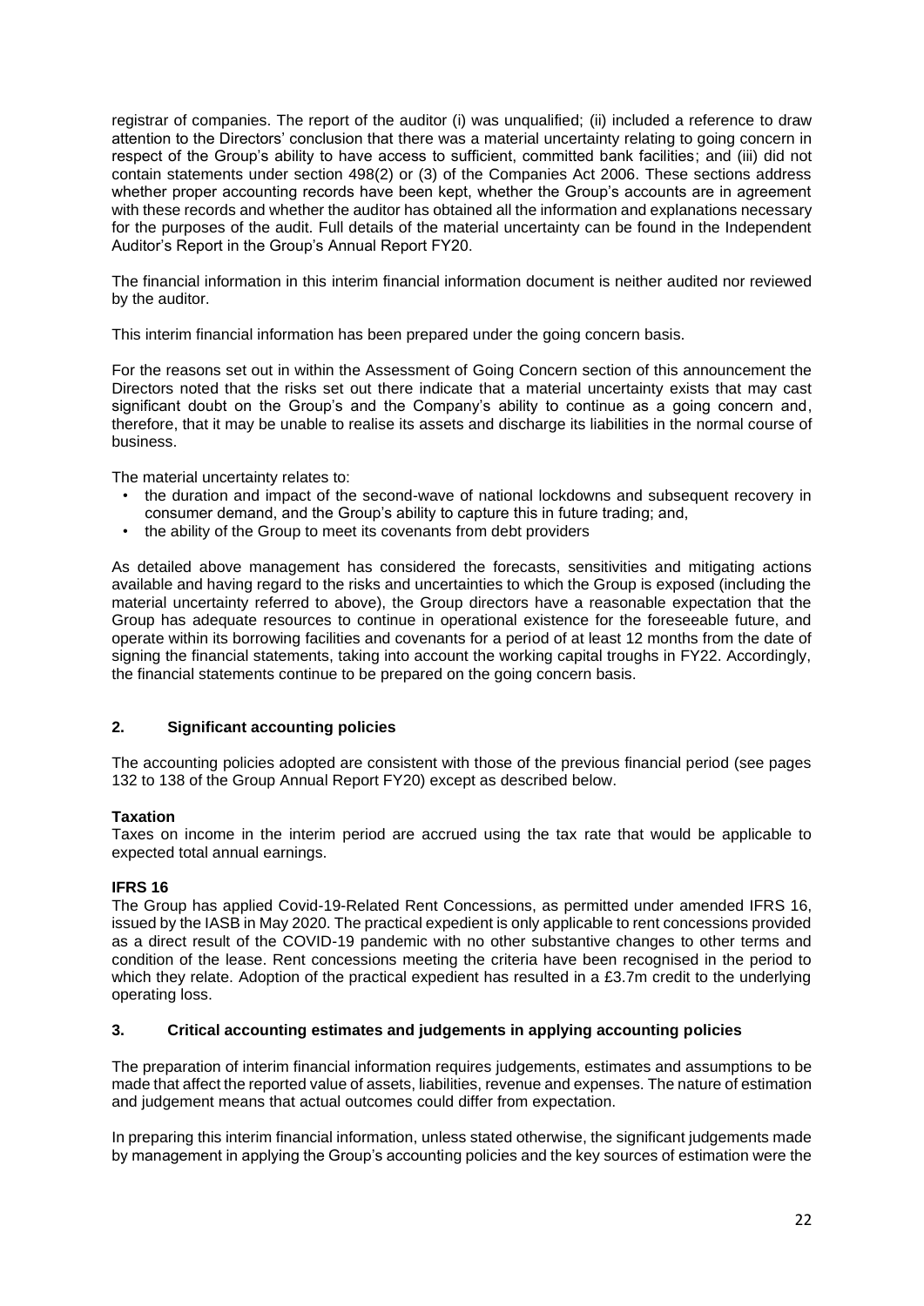registrar of companies. The report of the auditor (i) was unqualified; (ii) included a reference to draw attention to the Directors' conclusion that there was a material uncertainty relating to going concern in respect of the Group's ability to have access to sufficient, committed bank facilities; and (iii) did not contain statements under section 498(2) or (3) of the Companies Act 2006. These sections address whether proper accounting records have been kept, whether the Group's accounts are in agreement with these records and whether the auditor has obtained all the information and explanations necessary for the purposes of the audit. Full details of the material uncertainty can be found in the Independent Auditor's Report in the Group's Annual Report FY20.

The financial information in this interim financial information document is neither audited nor reviewed by the auditor.

This interim financial information has been prepared under the going concern basis.

For the reasons set out in within the Assessment of Going Concern section of this announcement the Directors noted that the risks set out there indicate that a material uncertainty exists that may cast significant doubt on the Group's and the Company's ability to continue as a going concern and, therefore, that it may be unable to realise its assets and discharge its liabilities in the normal course of business.

The material uncertainty relates to:

- the duration and impact of the second-wave of national lockdowns and subsequent recovery in consumer demand, and the Group's ability to capture this in future trading; and,
- the ability of the Group to meet its covenants from debt providers

As detailed above management has considered the forecasts, sensitivities and mitigating actions available and having regard to the risks and uncertainties to which the Group is exposed (including the material uncertainty referred to above), the Group directors have a reasonable expectation that the Group has adequate resources to continue in operational existence for the foreseeable future, and operate within its borrowing facilities and covenants for a period of at least 12 months from the date of signing the financial statements, taking into account the working capital troughs in FY22. Accordingly, the financial statements continue to be prepared on the going concern basis.

## 2. Significant accounting policies

The accounting policies adopted are consistent with those of the previous financial period (see pages 132 to 138 of the Group Annual Report FY20) except as described below.

**Taxation**

Taxes on income in the interim period are accrued using the tax rate that would be applicable to expected total annual earnings.

**IFRS 16**

The Group has applied Covid-19-Related Rent Concessions, as permitted under amended IFRS 16, issued by the IASB in May 2020. The practical expedient is only applicable to rent concessions provided as a direct result of the COVID-19 pandemic with no other substantive changes to other terms and condition of the lease. Rent concessions meeting the criteria have been recognised in the period to which they relate. Adoption of the practical expedient has resulted in a £3.7m credit to the underlying operating loss.

## 3. Critical accounting estimates and judgements in applying accounting policies

The preparation of interim financial information requires judgements, estimates and assumptions to be made that affect the reported value of assets, liabilities, revenue and expenses. The nature of estimation and judgement means that actual outcomes could differ from expectation.

In preparing this interim financial information, unless stated otherwise, the significant judgements made by management in applying the Group's accounting policies and the key sources of estimation were the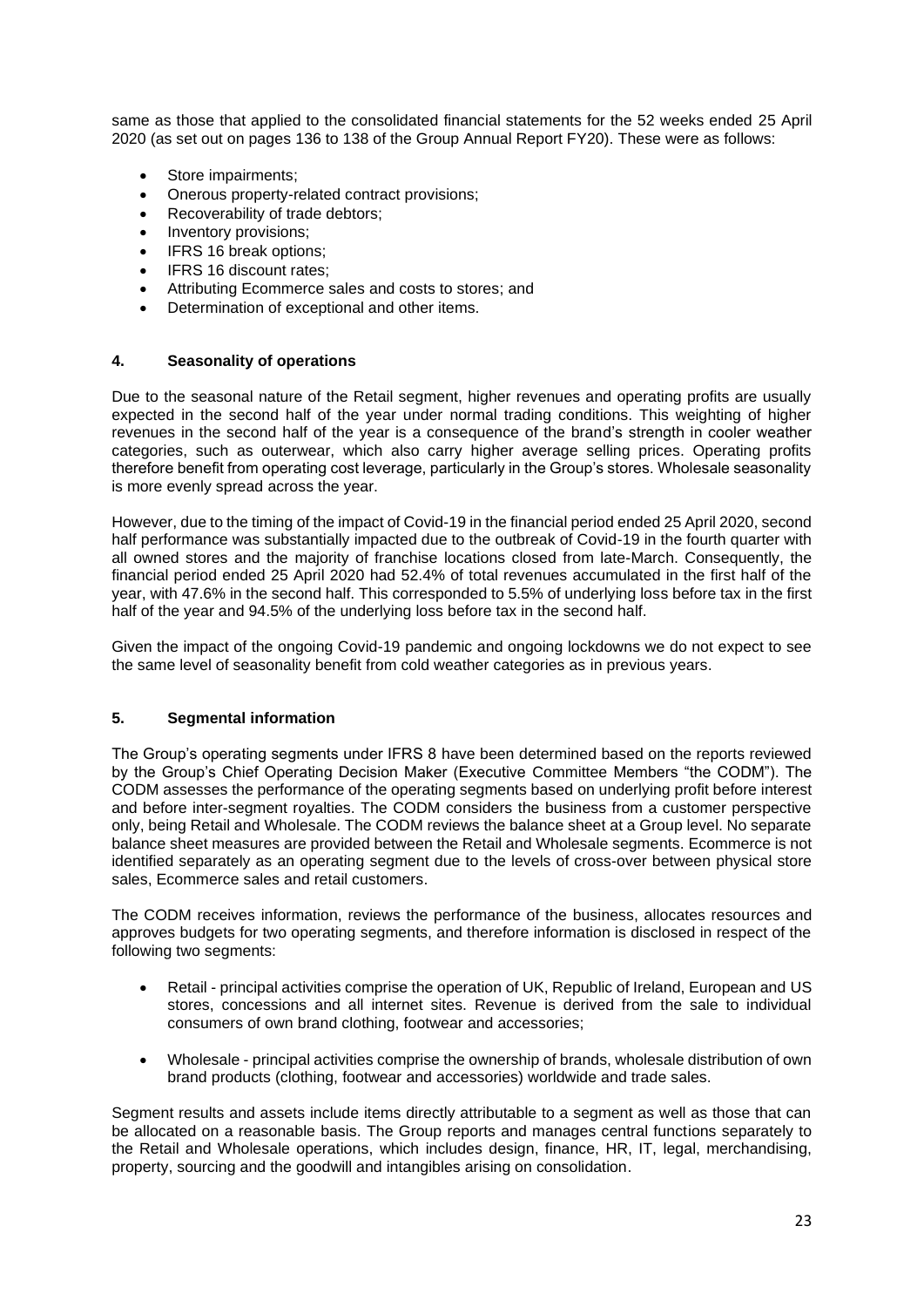same as those that applied to the consolidated financial statements for the 52 weeks ended 25 April 2020 (as set out on pages 136 to 138 of the Group Annual Report FY20). These were as follows:

- Store impairments;
- Onerous property-related contract provisions;
- Recoverability of trade debtors;
- Inventory provisions;
- IFRS 16 break options;
- IFRS 16 discount rates;
- Attributing Ecommerce sales and costs to stores; and
- Determination of exceptional and other items.

## 4. Seasonality of operations

Due to the seasonal nature of the Retail segment, higher revenues and operating profits are usually expected in the second half of the year under normal trading conditions. This weighting of higher revenues in the second half of the year is a consequence of the brand's strength in cooler weather categories, such as outerwear, which also carry higher average selling prices. Operating profits therefore benefit from operating cost leverage, particularly in the Group's stores. Wholesale seasonality is more evenly spread across the year.

However, due to the timing of the impact of Covid-19 in the financial period ended 25 April 2020, second half performance was substantially impacted due to the outbreak of Covid-19 in the fourth quarter with all owned stores and the majority of franchise locations closed from late-March. Consequently, the financial period ended 25 April 2020 had 52.4% of total revenues accumulated in the first half of the year, with 47.6% in the second half. This corresponded to 5.5% of underlying loss before tax in the first half of the year and 94.5% of the underlying loss before tax in the second half.

Given the impact of the ongoing Covid-19 pandemic and ongoing lockdowns we do not expect to see the same level of seasonality benefit from cold weather categories as in previous years.

## 5. Segmental information

The Group's operating segments under IFRS 8 have been determined based on the reports reviewed by the Group's Chief Operating Decision Maker (Executive Committee Members "the CODM"). The CODM assesses the performance of the operating segments based on underlying profit before interest and before inter-segment royalties. The CODM considers the business from a customer perspective only, being Retail and Wholesale. The CODM reviews the balance sheet at a Group level. No separate balance sheet measures are provided between the Retail and Wholesale segments. Ecommerce is not identified separately as an operating segment due to the levels of cross-over between physical store sales, Ecommerce sales and retail customers.

The CODM receives information, reviews the performance of the business, allocates resources and approves budgets for two operating segments, and therefore information is disclosed in respect of the following two segments:

- Retail - principal activities comprise the operation of UK, Republic of Ireland, European and US stores, concessions and all internet sites. Revenue is derived from the sale to individual consumers of own brand clothing, footwear and accessories;

- Wholesale - principal activities comprise the ownership of brands, wholesale distribution of own brand products (clothing, footwear and accessories) worldwide and trade sales.

Segment results and assets include items directly attributable to a segment as well as those that can be allocated on a reasonable basis. The Group reports and manages central functions separately to the Retail and Wholesale operations, which includes design, finance, HR, IT, legal, merchandising, property, sourcing and the goodwill and intangibles arising on consolidation.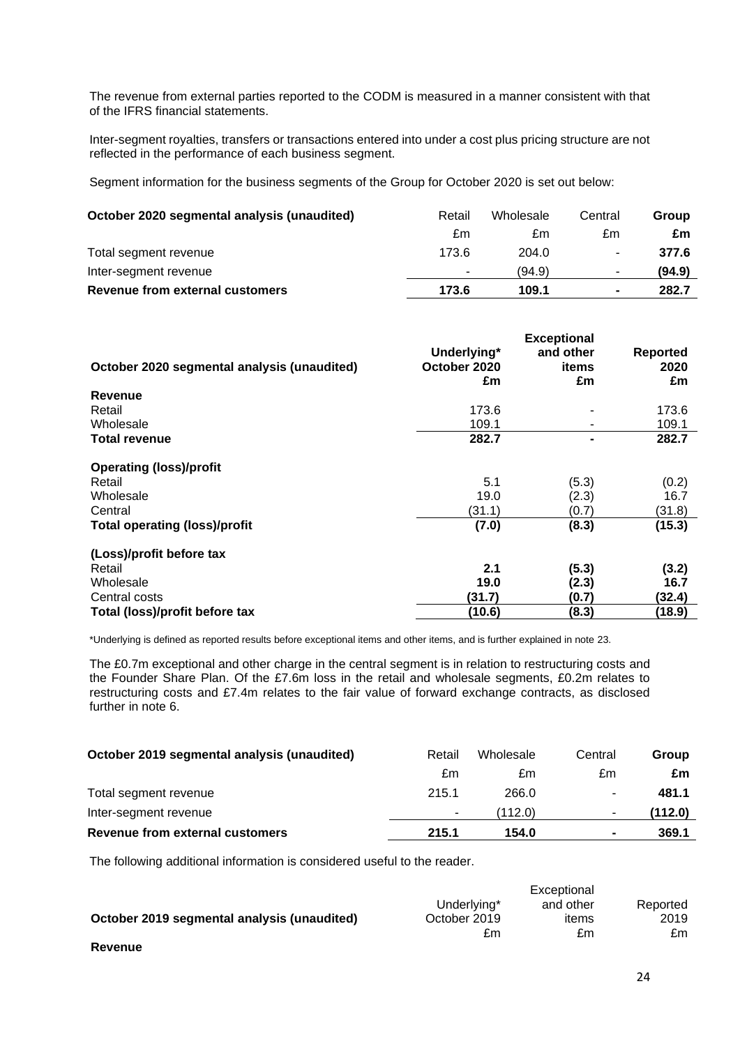The revenue from external parties reported to the CODM is measured in a manner consistent with that of the IFRS financial statements.

Inter-segment royalties, transfers or transactions entered into under a cost plus pricing structure are not reflected in the performance of each business segment.

Segment information for the business segments of the Group for October 2020 is set out below:

| **October 2020 segmental analysis (unaudited)** | Retail | Wholesale | Central | **Group** |
|---|---|---|---|---|
| | £m | £m | £m | **£m** |
| Total segment revenue | 173.6 | 204.0 | - | **377.6** |
| Inter-segment revenue | - | (94.9) | - | **(94.9)** |
| **Revenue from external customers** | **173.6** | **109.1** | **-** | **282.7** |

| **October 2020 segmental analysis (unaudited)** | **Underlying* October 2020 £m** | **Exceptional and other items £m** | **Reported 2020 £m** |
|---|---|---|---|
| **Revenue** | | | |
| Retail | 173.6 | - | 173.6 |
| Wholesale | 109.1 | - | 109.1 |
| **Total revenue** | **282.7** | **-** | **282.7** |
| **Operating (loss)/profit** | | | |
| Retail | 5.1 | (5.3) | (0.2) |
| Wholesale | 19.0 | (2.3) | 16.7 |
| Central | (31.1) | (0.7) | (31.8) |
| **Total operating (loss)/profit** | **(7.0)** | **(8.3)** | **(15.3)** |
| **(Loss)/profit before tax** | | | |
| Retail | **2.1** | **(5.3)** | **(3.2)** |
| Wholesale | **19.0** | **(2.3)** | **16.7** |
| Central costs | **(31.7)** | **(0.7)** | **(32.4)** |
| **Total (loss)/profit before tax** | **(10.6)** | **(8.3)** | **(18.9)** |

*Underlying is defined as reported results before exceptional items and other items, and is further explained in note 23.

The £0.7m exceptional and other charge in the central segment is in relation to restructuring costs and the Founder Share Plan. Of the £7.6m loss in the retail and wholesale segments, £0.2m relates to restructuring costs and £7.4m relates to the fair value of forward exchange contracts, as disclosed further in note 6.

| **October 2019 segmental analysis (unaudited)** | Retail | Wholesale | Central | **Group** |
|---|---|---|---|---|
| | £m | £m | £m | **£m** |
| Total segment revenue | 215.1 | 266.0 | - | **481.1** |
| Inter-segment revenue | - | (112.0) | - | **(112.0)** |
| **Revenue from external customers** | **215.1** | **154.0** | **-** | **369.1** |

The following additional information is considered useful to the reader.

| **October 2019 segmental analysis (unaudited)** | Underlying* October 2019 £m | Exceptional and other items £m | Reported 2019 £m |
|---|---|---|---|
| **Revenue** | | | |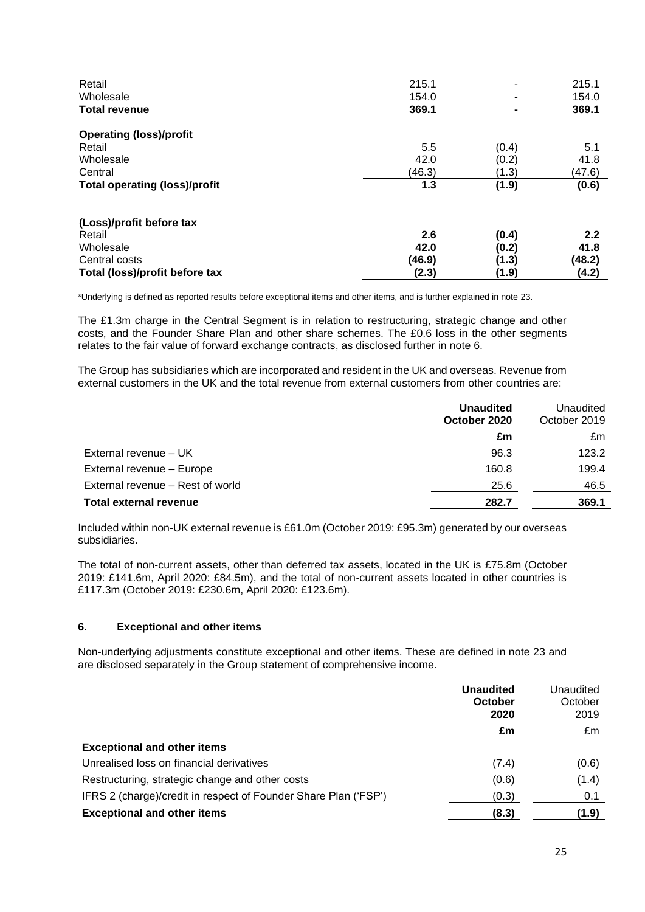| | | | |
|---|---|---|---|
| Retail | 215.1 | - | 215.1 |
| Wholesale | 154.0 | - | 154.0 |
| **Total revenue** | **369.1** | **-** | **369.1** |
| | | | |
| **Operating (loss)/profit** | | | |
| Retail | 5.5 | (0.4) | 5.1 |
| Wholesale | 42.0 | (0.2) | 41.8 |
| Central | (46.3) | (1.3) | (47.6) |
| **Total operating (loss)/profit** | **1.3** | **(1.9)** | **(0.6)** |
| | | | |
| **(Loss)/profit before tax** | | | |
| Retail | **2.6** | **(0.4)** | **2.2** |
| Wholesale | **42.0** | **(0.2)** | **41.8** |
| Central costs | **(46.9)** | **(1.3)** | **(48.2)** |
| **Total (loss)/profit before tax** | **(2.3)** | **(1.9)** | **(4.2)** |

*Underlying is defined as reported results before exceptional items and other items, and is further explained in note 23.

The £1.3m charge in the Central Segment is in relation to restructuring, strategic change and other costs, and the Founder Share Plan and other share schemes. The £0.6 loss in the other segments relates to the fair value of forward exchange contracts, as disclosed further in note 6.

The Group has subsidiaries which are incorporated and resident in the UK and overseas. Revenue from external customers in the UK and the total revenue from external customers from other countries are:

| | **Unaudited October 2020** | Unaudited October 2019 |
|---|---|---|
| | **£m** | £m |
| External revenue – UK | 96.3 | 123.2 |
| External revenue – Europe | 160.8 | 199.4 |
| External revenue – Rest of world | 25.6 | 46.5 |
| **Total external revenue** | **282.7** | **369.1** |

Included within non-UK external revenue is £61.0m (October 2019: £95.3m) generated by our overseas subsidiaries.

The total of non-current assets, other than deferred tax assets, located in the UK is £75.8m (October 2019: £141.6m, April 2020: £84.5m), and the total of non-current assets located in other countries is £117.3m (October 2019: £230.6m, April 2020: £123.6m).

## 6. Exceptional and other items

Non-underlying adjustments constitute exceptional and other items. These are defined in note 23 and are disclosed separately in the Group statement of comprehensive income.

| | **Unaudited October 2020** | Unaudited October 2019 |
|---|---|---|
| | **£m** | £m |
| **Exceptional and other items** | | |
| Unrealised loss on financial derivatives | (7.4) | (0.6) |
| Restructuring, strategic change and other costs | (0.6) | (1.4) |
| IFRS 2 (charge)/credit in respect of Founder Share Plan ('FSP') | (0.3) | 0.1 |
| **Exceptional and other items** | **(8.3)** | **(1.9)** |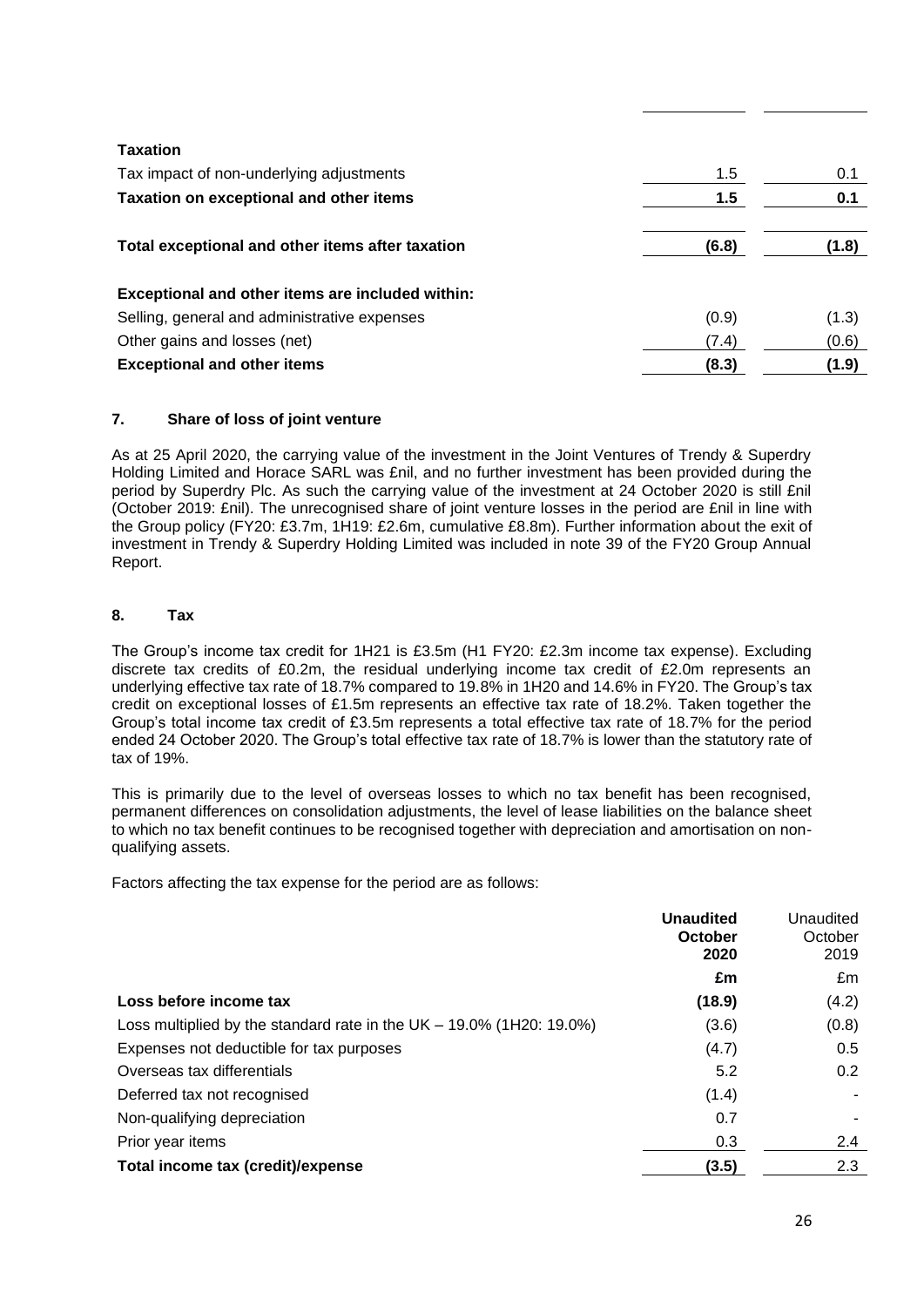| | | |
|---|---|---|
| **Taxation** | | |
| Tax impact of non-underlying adjustments | 1.5 | 0.1 |
| **Taxation on exceptional and other items** | **1.5** | **0.1** |
| | | |
| **Total exceptional and other items after taxation** | **(6.8)** | **(1.8)** |
| | | |
| **Exceptional and other items are included within:** | | |
| Selling, general and administrative expenses | (0.9) | (1.3) |
| Other gains and losses (net) | (7.4) | (0.6) |
| **Exceptional and other items** | **(8.3)** | **(1.9)** |

## 7. Share of loss of joint venture

As at 25 April 2020, the carrying value of the investment in the Joint Ventures of Trendy & Superdry Holding Limited and Horace SARL was £nil, and no further investment has been provided during the period by Superdry Plc. As such the carrying value of the investment at 24 October 2020 is still £nil (October 2019: £nil). The unrecognised share of joint venture losses in the period are £nil in line with the Group policy (FY20: £3.7m, 1H19: £2.6m, cumulative £8.8m). Further information about the exit of investment in Trendy & Superdry Holding Limited was included in note 39 of the FY20 Group Annual Report.

## 8. Tax

The Group's income tax credit for 1H21 is £3.5m (H1 FY20: £2.3m income tax expense). Excluding discrete tax credits of £0.2m, the residual underlying income tax credit of £2.0m represents an underlying effective tax rate of 18.7% compared to 19.8% in 1H20 and 14.6% in FY20. The Group's tax credit on exceptional losses of £1.5m represents an effective tax rate of 18.2%. Taken together the Group's total income tax credit of £3.5m represents a total effective tax rate of 18.7% for the period ended 24 October 2020. The Group's total effective tax rate of 18.7% is lower than the statutory rate of tax of 19%.

This is primarily due to the level of overseas losses to which no tax benefit has been recognised, permanent differences on consolidation adjustments, the level of lease liabilities on the balance sheet to which no tax benefit continues to be recognised together with depreciation and amortisation on non-qualifying assets.

Factors affecting the tax expense for the period are as follows:

| | **Unaudited October 2020** | Unaudited October 2019 |
|---|---|---|
| | **£m** | £m |
| **Loss before income tax** | **(18.9)** | (4.2) |
| Loss multiplied by the standard rate in the UK – 19.0% (1H20: 19.0%) | (3.6) | (0.8) |
| Expenses not deductible for tax purposes | (4.7) | 0.5 |
| Overseas tax differentials | 5.2 | 0.2 |
| Deferred tax not recognised | (1.4) | - |
| Non-qualifying depreciation | 0.7 | - |
| Prior year items | 0.3 | 2.4 |
| **Total income tax (credit)/expense** | **(3.5)** | 2.3 |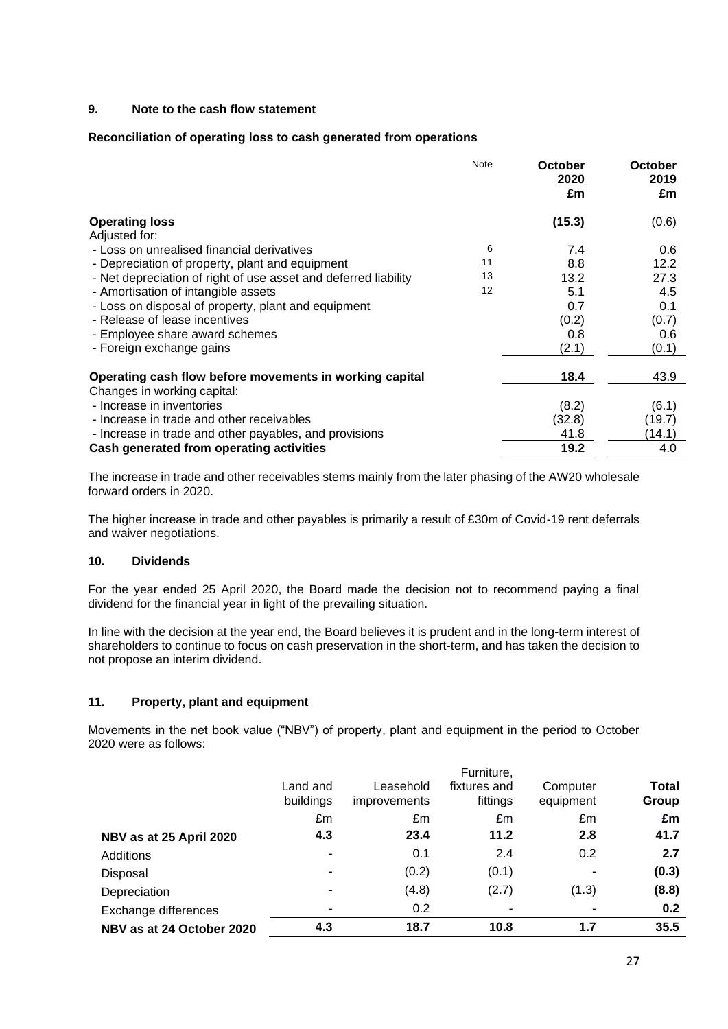## 9. Note to the cash flow statement

**Reconciliation of operating loss to cash generated from operations**

| | Note | October 2020 £m | October 2019 £m |
|---|---|---|---|
| **Operating loss** | | **(15.3)** | (0.6) |
| Adjusted for: | | | |
| - Loss on unrealised financial derivatives | 6 | 7.4 | 0.6 |
| - Depreciation of property, plant and equipment | 11 | 8.8 | 12.2 |
| - Net depreciation of right of use asset and deferred liability | 13 | 13.2 | 27.3 |
| - Amortisation of intangible assets | 12 | 5.1 | 4.5 |
| - Loss on disposal of property, plant and equipment | | 0.7 | 0.1 |
| - Release of lease incentives | | (0.2) | (0.7) |
| - Employee share award schemes | | 0.8 | 0.6 |
| - Foreign exchange gains | | (2.1) | (0.1) |
| **Operating cash flow before movements in working capital** | | **18.4** | 43.9 |
| Changes in working capital: | | | |
| - Increase in inventories | | (8.2) | (6.1) |
| - Increase in trade and other receivables | | (32.8) | (19.7) |
| - Increase in trade and other payables, and provisions | | 41.8 | (14.1) |
| **Cash generated from operating activities** | | **19.2** | 4.0 |

The increase in trade and other receivables stems mainly from the later phasing of the AW20 wholesale forward orders in 2020.

The higher increase in trade and other payables is primarily a result of £30m of Covid-19 rent deferrals and waiver negotiations.

## 10. Dividends

For the year ended 25 April 2020, the Board made the decision not to recommend paying a final dividend for the financial year in light of the prevailing situation.

In line with the decision at the year end, the Board believes it is prudent and in the long-term interest of shareholders to continue to focus on cash preservation in the short-term, and has taken the decision to not propose an interim dividend.

## 11. Property, plant and equipment

Movements in the net book value ("NBV") of property, plant and equipment in the period to October 2020 were as follows:

| | Land and buildings | Leasehold improvements | Furniture, fixtures and fittings | Computer equipment | **Total Group** |
|---|---|---|---|---|---|
| | £m | £m | £m | £m | **£m** |
| **NBV as at 25 April 2020** | **4.3** | **23.4** | **11.2** | **2.8** | **41.7** |
| Additions | - | 0.1 | 2.4 | 0.2 | **2.7** |
| Disposal | - | (0.2) | (0.1) | - | **(0.3)** |
| Depreciation | - | (4.8) | (2.7) | (1.3) | **(8.8)** |
| Exchange differences | - | 0.2 | - | - | **0.2** |
| **NBV as at 24 October 2020** | **4.3** | **18.7** | **10.8** | **1.7** | **35.5** |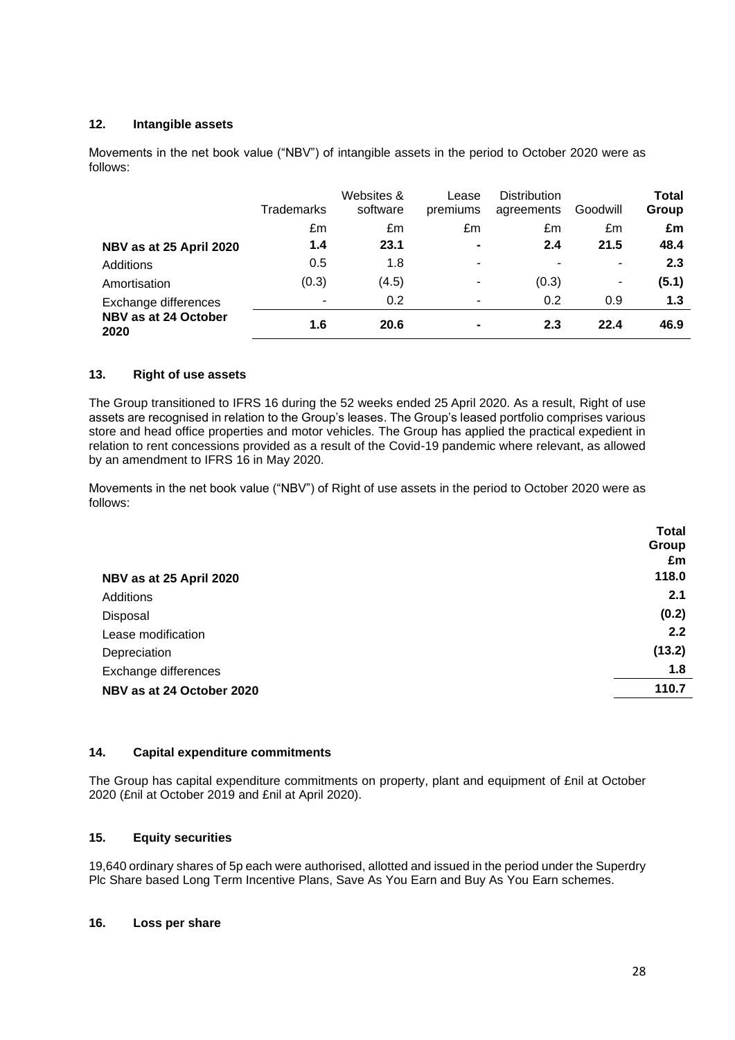## 12. Intangible assets

Movements in the net book value ("NBV") of intangible assets in the period to October 2020 were as follows:

| | Trademarks | Websites & software | Lease premiums | Distribution agreements | Goodwill | **Total Group** |
|---|---|---|---|---|---|---|
| | £m | £m | £m | £m | £m | **£m** |
| **NBV as at 25 April 2020** | **1.4** | **23.1** | **-** | **2.4** | **21.5** | **48.4** |
| Additions | 0.5 | 1.8 | - | - | - | **2.3** |
| Amortisation | (0.3) | (4.5) | - | (0.3) | - | **(5.1)** |
| Exchange differences | - | 0.2 | - | 0.2 | 0.9 | **1.3** |
| **NBV as at 24 October 2020** | **1.6** | **20.6** | **-** | **2.3** | **22.4** | **46.9** |

## 13. Right of use assets

The Group transitioned to IFRS 16 during the 52 weeks ended 25 April 2020. As a result, Right of use assets are recognised in relation to the Group's leases. The Group's leased portfolio comprises various store and head office properties and motor vehicles. The Group has applied the practical expedient in relation to rent concessions provided as a result of the Covid-19 pandemic where relevant, as allowed by an amendment to IFRS 16 in May 2020.

Movements in the net book value ("NBV") of Right of use assets in the period to October 2020 were as follows:

| | **Total Group** |
|---|---|
| | **£m** |
| **NBV as at 25 April 2020** | **118.0** |
| Additions | **2.1** |
| Disposal | **(0.2)** |
| Lease modification | **2.2** |
| Depreciation | **(13.2)** |
| Exchange differences | **1.8** |
| **NBV as at 24 October 2020** | **110.7** |

## 14. Capital expenditure commitments

The Group has capital expenditure commitments on property, plant and equipment of £nil at October 2020 (£nil at October 2019 and £nil at April 2020).

## 15. Equity securities

19,640 ordinary shares of 5p each were authorised, allotted and issued in the period under the Superdry Plc Share based Long Term Incentive Plans, Save As You Earn and Buy As You Earn schemes.

## 16. Loss per share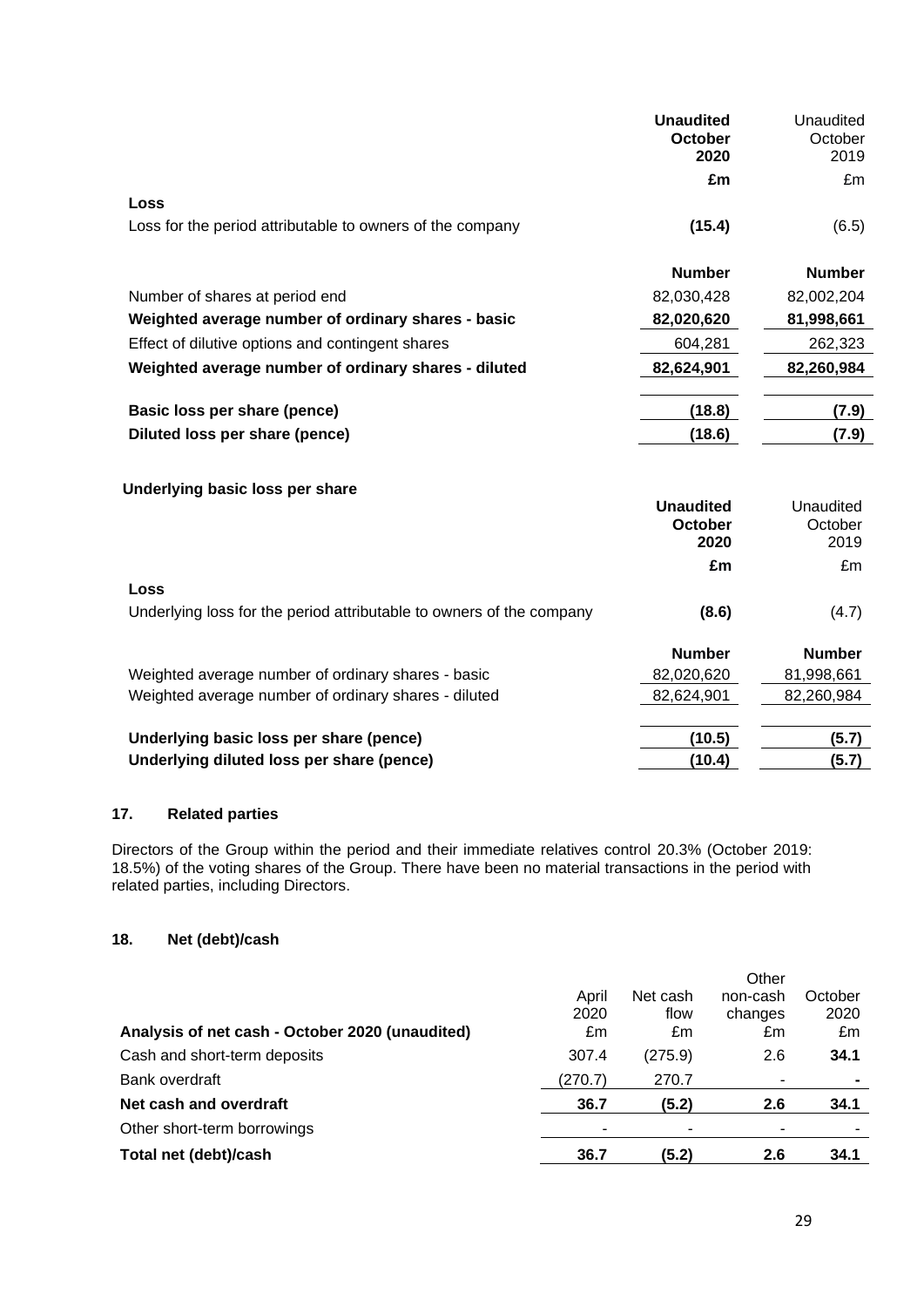| | **Unaudited October 2020** | Unaudited October 2019 |
|---|---|---|
| | **£m** | £m |
| **Loss** | | |
| Loss for the period attributable to owners of the company | **(15.4)** | (6.5) |
| | **Number** | **Number** |
| Number of shares at period end | 82,030,428 | 82,002,204 |
| **Weighted average number of ordinary shares - basic** | **82,020,620** | **81,998,661** |
| Effect of dilutive options and contingent shares | 604,281 | 262,323 |
| **Weighted average number of ordinary shares - diluted** | **82,624,901** | **82,260,984** |
| **Basic loss per share (pence)** | **(18.8)** | **(7.9)** |
| **Diluted loss per share (pence)** | **(18.6)** | **(7.9)** |

**Underlying basic loss per share**

| | **Unaudited October 2020** | Unaudited October 2019 |
|---|---|---|
| | **£m** | £m |
| **Loss** | | |
| Underlying loss for the period attributable to owners of the company | **(8.6)** | (4.7) |
| | **Number** | **Number** |
| Weighted average number of ordinary shares - basic | 82,020,620 | 81,998,661 |
| Weighted average number of ordinary shares - diluted | 82,624,901 | 82,260,984 |
| **Underlying basic loss per share (pence)** | **(10.5)** | **(5.7)** |
| **Underlying diluted loss per share (pence)** | **(10.4)** | **(5.7)** |

## 17. Related parties

Directors of the Group within the period and their immediate relatives control 20.3% (October 2019: 18.5%) of the voting shares of the Group. There have been no material transactions in the period with related parties, including Directors.

## 18. Net (debt)/cash

| **Analysis of net cash - October 2020 (unaudited)** | April 2020 £m | Net cash flow £m | Other non-cash changes £m | October 2020 £m |
|---|---|---|---|---|
| Cash and short-term deposits | 307.4 | (275.9) | 2.6 | **34.1** |
| Bank overdraft | (270.7) | 270.7 | - | **-** |
| **Net cash and overdraft** | **36.7** | **(5.2)** | **2.6** | **34.1** |
| Other short-term borrowings | - | - | - | - |
| **Total net (debt)/cash** | **36.7** | **(5.2)** | **2.6** | **34.1** |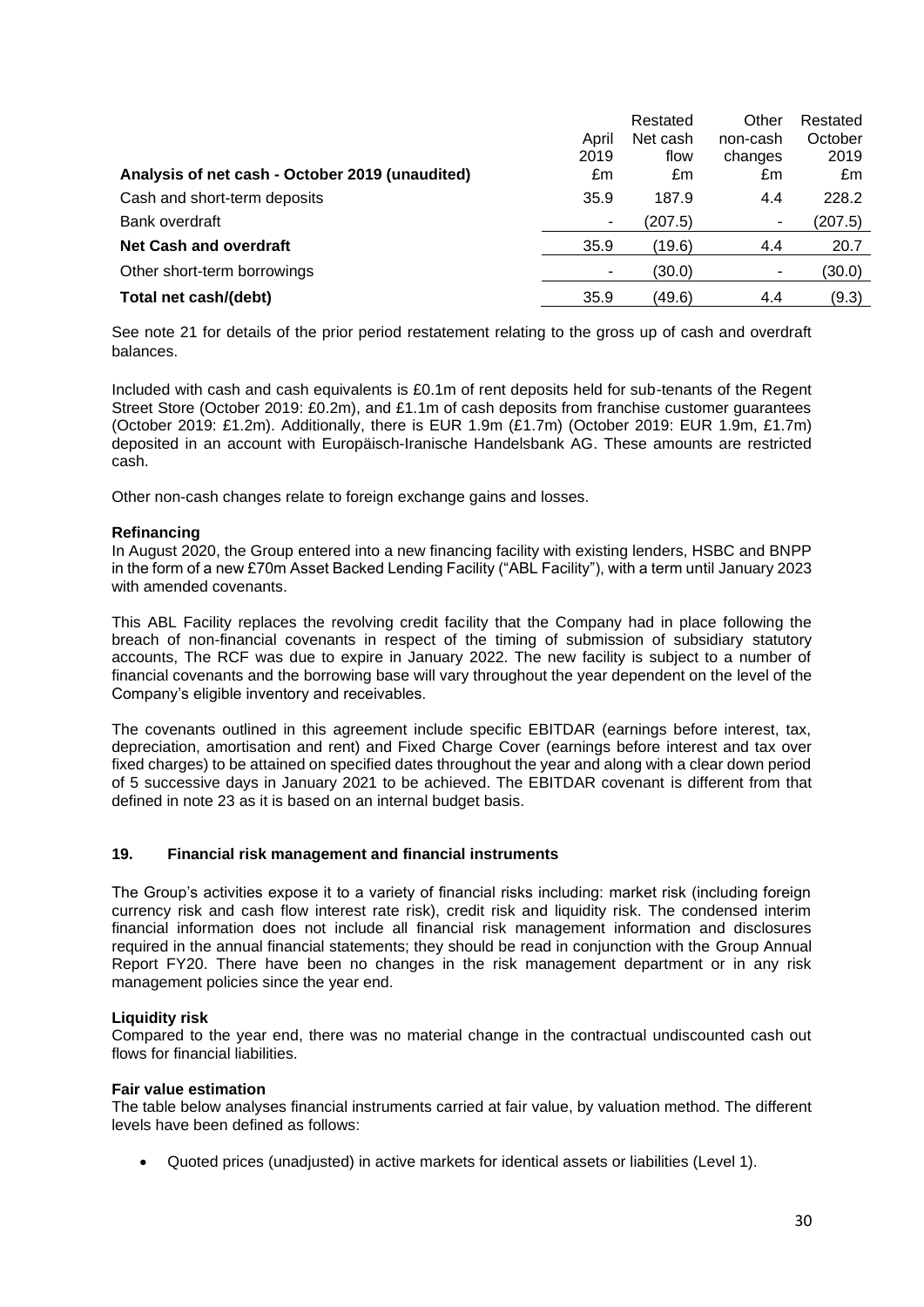| Analysis of net cash - October 2019 (unaudited) | April 2019 £m | Restated Net cash flow £m | Other non-cash changes £m | Restated October 2019 £m |
|---|---|---|---|---|
| Cash and short-term deposits | 35.9 | 187.9 | 4.4 | 228.2 |
| Bank overdraft | - | (207.5) | - | (207.5) |
| **Net Cash and overdraft** | 35.9 | (19.6) | 4.4 | 20.7 |
| Other short-term borrowings | - | (30.0) | - | (30.0) |
| **Total net cash/(debt)** | 35.9 | (49.6) | 4.4 | (9.3) |

See note 21 for details of the prior period restatement relating to the gross up of cash and overdraft balances.

Included with cash and cash equivalents is £0.1m of rent deposits held for sub-tenants of the Regent Street Store (October 2019: £0.2m), and £1.1m of cash deposits from franchise customer guarantees (October 2019: £1.2m). Additionally, there is EUR 1.9m (£1.7m) (October 2019: EUR 1.9m, £1.7m) deposited in an account with Europäisch-Iranische Handelsbank AG. These amounts are restricted cash.

Other non-cash changes relate to foreign exchange gains and losses.

**Refinancing**

In August 2020, the Group entered into a new financing facility with existing lenders, HSBC and BNPP in the form of a new £70m Asset Backed Lending Facility ("ABL Facility"), with a term until January 2023 with amended covenants.

This ABL Facility replaces the revolving credit facility that the Company had in place following the breach of non-financial covenants in respect of the timing of submission of subsidiary statutory accounts, The RCF was due to expire in January 2022. The new facility is subject to a number of financial covenants and the borrowing base will vary throughout the year dependent on the level of the Company's eligible inventory and receivables.

The covenants outlined in this agreement include specific EBITDAR (earnings before interest, tax, depreciation, amortisation and rent) and Fixed Charge Cover (earnings before interest and tax over fixed charges) to be attained on specified dates throughout the year and along with a clear down period of 5 successive days in January 2021 to be achieved. The EBITDAR covenant is different from that defined in note 23 as it is based on an internal budget basis.

## 19. Financial risk management and financial instruments

The Group's activities expose it to a variety of financial risks including: market risk (including foreign currency risk and cash flow interest rate risk), credit risk and liquidity risk. The condensed interim financial information does not include all financial risk management information and disclosures required in the annual financial statements; they should be read in conjunction with the Group Annual Report FY20. There have been no changes in the risk management department or in any risk management policies since the year end.

**Liquidity risk**

Compared to the year end, there was no material change in the contractual undiscounted cash out flows for financial liabilities.

**Fair value estimation**

The table below analyses financial instruments carried at fair value, by valuation method. The different levels have been defined as follows:

- Quoted prices (unadjusted) in active markets for identical assets or liabilities (Level 1).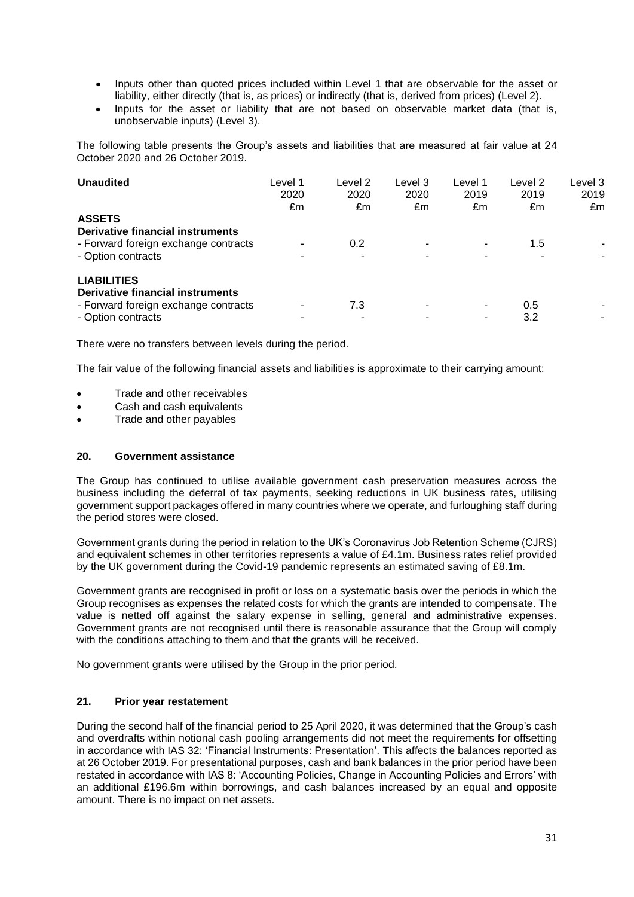- Inputs other than quoted prices included within Level 1 that are observable for the asset or liability, either directly (that is, as prices) or indirectly (that is, derived from prices) (Level 2).
- Inputs for the asset or liability that are not based on observable market data (that is, unobservable inputs) (Level 3).

The following table presents the Group's assets and liabilities that are measured at fair value at 24 October 2020 and 26 October 2019.

| Unaudited | Level 1 2020 £m | Level 2 2020 £m | Level 3 2020 £m | Level 1 2019 £m | Level 2 2019 £m | Level 3 2019 £m |
|---|---|---|---|---|---|---|
| **ASSETS** | | | | | | |
| **Derivative financial instruments** | | | | | | |
| - Forward foreign exchange contracts | - | 0.2 | - | - | 1.5 | - |
| - Option contracts | - | - | - | - | - | - |
| **LIABILITIES** | | | | | | |
| **Derivative financial instruments** | | | | | | |
| - Forward foreign exchange contracts | - | 7.3 | - | - | 0.5 | - |
| - Option contracts | - | - | - | - | 3.2 | - |

There were no transfers between levels during the period.

The fair value of the following financial assets and liabilities is approximate to their carrying amount:

- Trade and other receivables
- Cash and cash equivalents
- Trade and other payables

## 20. Government assistance

The Group has continued to utilise available government cash preservation measures across the business including the deferral of tax payments, seeking reductions in UK business rates, utilising government support packages offered in many countries where we operate, and furloughing staff during the period stores were closed.

Government grants during the period in relation to the UK's Coronavirus Job Retention Scheme (CJRS) and equivalent schemes in other territories represents a value of £4.1m. Business rates relief provided by the UK government during the Covid-19 pandemic represents an estimated saving of £8.1m.

Government grants are recognised in profit or loss on a systematic basis over the periods in which the Group recognises as expenses the related costs for which the grants are intended to compensate. The value is netted off against the salary expense in selling, general and administrative expenses. Government grants are not recognised until there is reasonable assurance that the Group will comply with the conditions attaching to them and that the grants will be received.

No government grants were utilised by the Group in the prior period.

## 21. Prior year restatement

During the second half of the financial period to 25 April 2020, it was determined that the Group's cash and overdrafts within notional cash pooling arrangements did not meet the requirements for offsetting in accordance with IAS 32: 'Financial Instruments: Presentation'. This affects the balances reported as at 26 October 2019. For presentational purposes, cash and bank balances in the prior period have been restated in accordance with IAS 8: 'Accounting Policies, Change in Accounting Policies and Errors' with an additional £196.6m within borrowings, and cash balances increased by an equal and opposite amount. There is no impact on net assets.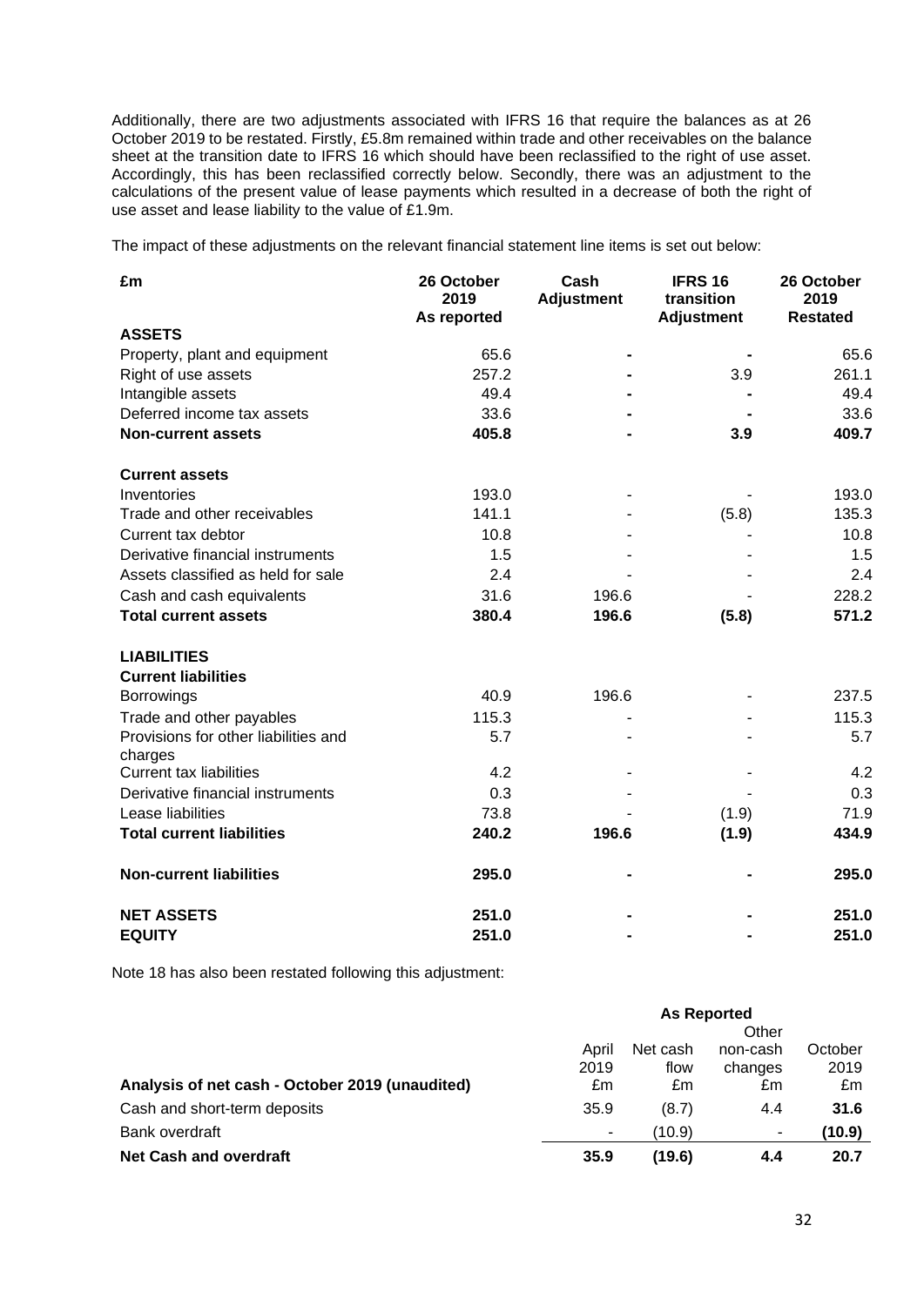Additionally, there are two adjustments associated with IFRS 16 that require the balances as at 26 October 2019 to be restated. Firstly, £5.8m remained within trade and other receivables on the balance sheet at the transition date to IFRS 16 which should have been reclassified to the right of use asset. Accordingly, this has been reclassified correctly below. Secondly, there was an adjustment to the calculations of the present value of lease payments which resulted in a decrease of both the right of use asset and lease liability to the value of £1.9m.

The impact of these adjustments on the relevant financial statement line items is set out below:

| £m | 26 October 2019 As reported | Cash Adjustment | IFRS 16 transition Adjustment | 26 October 2019 Restated |
|---|---|---|---|---|
| **ASSETS** | | | | |
| Property, plant and equipment | 65.6 | - | - | 65.6 |
| Right of use assets | 257.2 | - | 3.9 | 261.1 |
| Intangible assets | 49.4 | - | - | 49.4 |
| Deferred income tax assets | 33.6 | - | - | 33.6 |
| **Non-current assets** | **405.8** | **-** | **3.9** | **409.7** |
| **Current assets** | | | | |
| Inventories | 193.0 | - | - | 193.0 |
| Trade and other receivables | 141.1 | - | (5.8) | 135.3 |
| Current tax debtor | 10.8 | - | - | 10.8 |
| Derivative financial instruments | 1.5 | - | - | 1.5 |
| Assets classified as held for sale | 2.4 | - | - | 2.4 |
| Cash and cash equivalents | 31.6 | 196.6 | - | 228.2 |
| **Total current assets** | **380.4** | **196.6** | **(5.8)** | **571.2** |
| **LIABILITIES** | | | | |
| **Current liabilities** | | | | |
| Borrowings | 40.9 | 196.6 | - | 237.5 |
| Trade and other payables | 115.3 | - | - | 115.3 |
| Provisions for other liabilities and charges | 5.7 | - | - | 5.7 |
| Current tax liabilities | 4.2 | - | - | 4.2 |
| Derivative financial instruments | 0.3 | - | - | 0.3 |
| Lease liabilities | 73.8 | - | (1.9) | 71.9 |
| **Total current liabilities** | **240.2** | **196.6** | **(1.9)** | **434.9** |
| **Non-current liabilities** | **295.0** | **-** | **-** | **295.0** |
| **NET ASSETS** | **251.0** | **-** | **-** | **251.0** |
| **EQUITY** | **251.0** | **-** | **-** | **251.0** |

Note 18 has also been restated following this adjustment:

| | **As Reported** | | | |
|---|---|---|---|---|
| **Analysis of net cash - October 2019 (unaudited)** | April 2019 £m | Net cash flow £m | Other non-cash changes £m | October 2019 £m |
| Cash and short-term deposits | 35.9 | (8.7) | 4.4 | **31.6** |
| Bank overdraft | - | (10.9) | - | **(10.9)** |
| **Net Cash and overdraft** | **35.9** | **(19.6)** | **4.4** | **20.7** |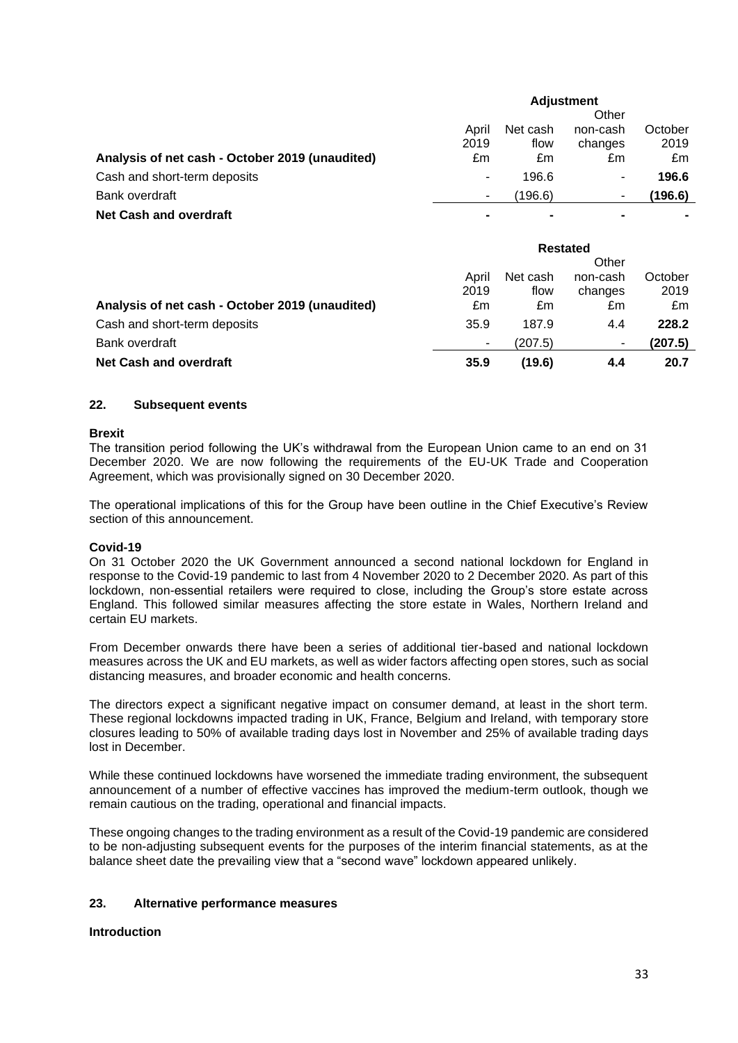| Analysis of net cash - October 2019 (unaudited) | April 2019 £m | Adjustment Net cash flow £m | Other non-cash changes £m | October 2019 £m |
|---|---|---|---|---|
| Cash and short-term deposits | - | 196.6 | - | **196.6** |
| Bank overdraft | - | (196.6) | - | **(196.6)** |
| **Net Cash and overdraft** | **-** | **-** | **-** | **-** |

| Analysis of net cash - October 2019 (unaudited) | April 2019 £m | Restated Net cash flow £m | Other non-cash changes £m | October 2019 £m |
|---|---|---|---|---|
| Cash and short-term deposits | 35.9 | 187.9 | 4.4 | **228.2** |
| Bank overdraft | - | (207.5) | - | **(207.5)** |
| **Net Cash and overdraft** | **35.9** | **(19.6)** | **4.4** | **20.7** |

## 22. Subsequent events

**Brexit**

The transition period following the UK's withdrawal from the European Union came to an end on 31 December 2020. We are now following the requirements of the EU-UK Trade and Cooperation Agreement, which was provisionally signed on 30 December 2020.

The operational implications of this for the Group have been outline in the Chief Executive's Review section of this announcement.

**Covid-19**

On 31 October 2020 the UK Government announced a second national lockdown for England in response to the Covid-19 pandemic to last from 4 November 2020 to 2 December 2020. As part of this lockdown, non-essential retailers were required to close, including the Group's store estate across England. This followed similar measures affecting the store estate in Wales, Northern Ireland and certain EU markets.

From December onwards there have been a series of additional tier-based and national lockdown measures across the UK and EU markets, as well as wider factors affecting open stores, such as social distancing measures, and broader economic and health concerns.

The directors expect a significant negative impact on consumer demand, at least in the short term. These regional lockdowns impacted trading in UK, France, Belgium and Ireland, with temporary store closures leading to 50% of available trading days lost in November and 25% of available trading days lost in December.

While these continued lockdowns have worsened the immediate trading environment, the subsequent announcement of a number of effective vaccines has improved the medium-term outlook, though we remain cautious on the trading, operational and financial impacts.

These ongoing changes to the trading environment as a result of the Covid-19 pandemic are considered to be non-adjusting subsequent events for the purposes of the interim financial statements, as at the balance sheet date the prevailing view that a "second wave" lockdown appeared unlikely.

## 23. Alternative performance measures

**Introduction**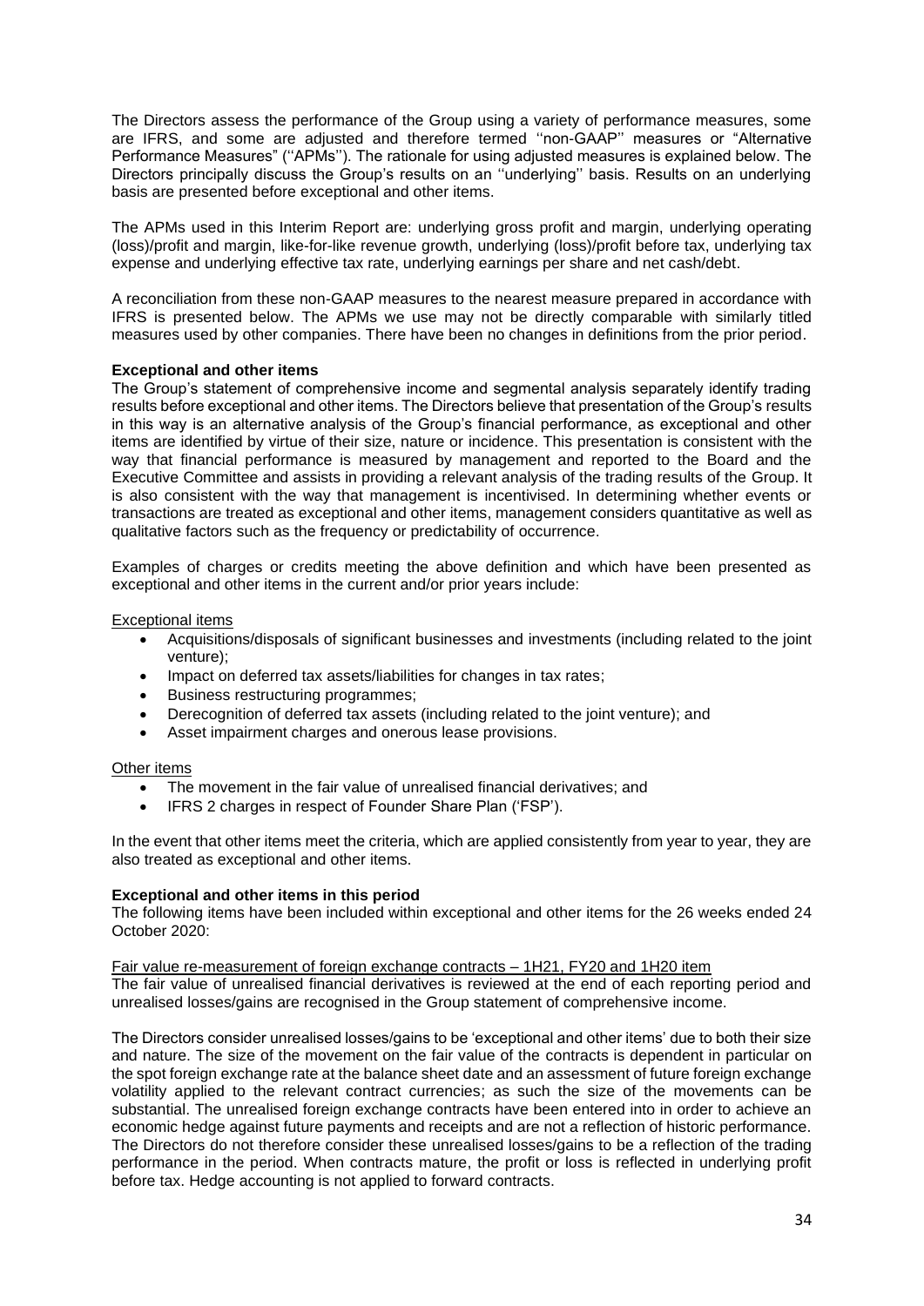The Directors assess the performance of the Group using a variety of performance measures, some are IFRS, and some are adjusted and therefore termed ''non-GAAP'' measures or "Alternative Performance Measures" (''APMs''). The rationale for using adjusted measures is explained below. The Directors principally discuss the Group's results on an ''underlying'' basis. Results on an underlying basis are presented before exceptional and other items.

The APMs used in this Interim Report are: underlying gross profit and margin, underlying operating (loss)/profit and margin, like-for-like revenue growth, underlying (loss)/profit before tax, underlying tax expense and underlying effective tax rate, underlying earnings per share and net cash/debt.

A reconciliation from these non-GAAP measures to the nearest measure prepared in accordance with IFRS is presented below. The APMs we use may not be directly comparable with similarly titled measures used by other companies. There have been no changes in definitions from the prior period.

**Exceptional and other items**

The Group's statement of comprehensive income and segmental analysis separately identify trading results before exceptional and other items. The Directors believe that presentation of the Group's results in this way is an alternative analysis of the Group's financial performance, as exceptional and other items are identified by virtue of their size, nature or incidence. This presentation is consistent with the way that financial performance is measured by management and reported to the Board and the Executive Committee and assists in providing a relevant analysis of the trading results of the Group. It is also consistent with the way that management is incentivised. In determining whether events or transactions are treated as exceptional and other items, management considers quantitative as well as qualitative factors such as the frequency or predictability of occurrence.

Examples of charges or credits meeting the above definition and which have been presented as exceptional and other items in the current and/or prior years include:

Exceptional items

- Acquisitions/disposals of significant businesses and investments (including related to the joint venture);
- Impact on deferred tax assets/liabilities for changes in tax rates;
- Business restructuring programmes;
- Derecognition of deferred tax assets (including related to the joint venture); and
- Asset impairment charges and onerous lease provisions.

Other items

- The movement in the fair value of unrealised financial derivatives; and
- IFRS 2 charges in respect of Founder Share Plan ('FSP').

In the event that other items meet the criteria, which are applied consistently from year to year, they are also treated as exceptional and other items.

**Exceptional and other items in this period**

The following items have been included within exceptional and other items for the 26 weeks ended 24 October 2020:

Fair value re-measurement of foreign exchange contracts – 1H21, FY20 and 1H20 item

The fair value of unrealised financial derivatives is reviewed at the end of each reporting period and unrealised losses/gains are recognised in the Group statement of comprehensive income.

The Directors consider unrealised losses/gains to be 'exceptional and other items' due to both their size and nature. The size of the movement on the fair value of the contracts is dependent in particular on the spot foreign exchange rate at the balance sheet date and an assessment of future foreign exchange volatility applied to the relevant contract currencies; as such the size of the movements can be substantial. The unrealised foreign exchange contracts have been entered into in order to achieve an economic hedge against future payments and receipts and are not a reflection of historic performance. The Directors do not therefore consider these unrealised losses/gains to be a reflection of the trading performance in the period. When contracts mature, the profit or loss is reflected in underlying profit before tax. Hedge accounting is not applied to forward contracts.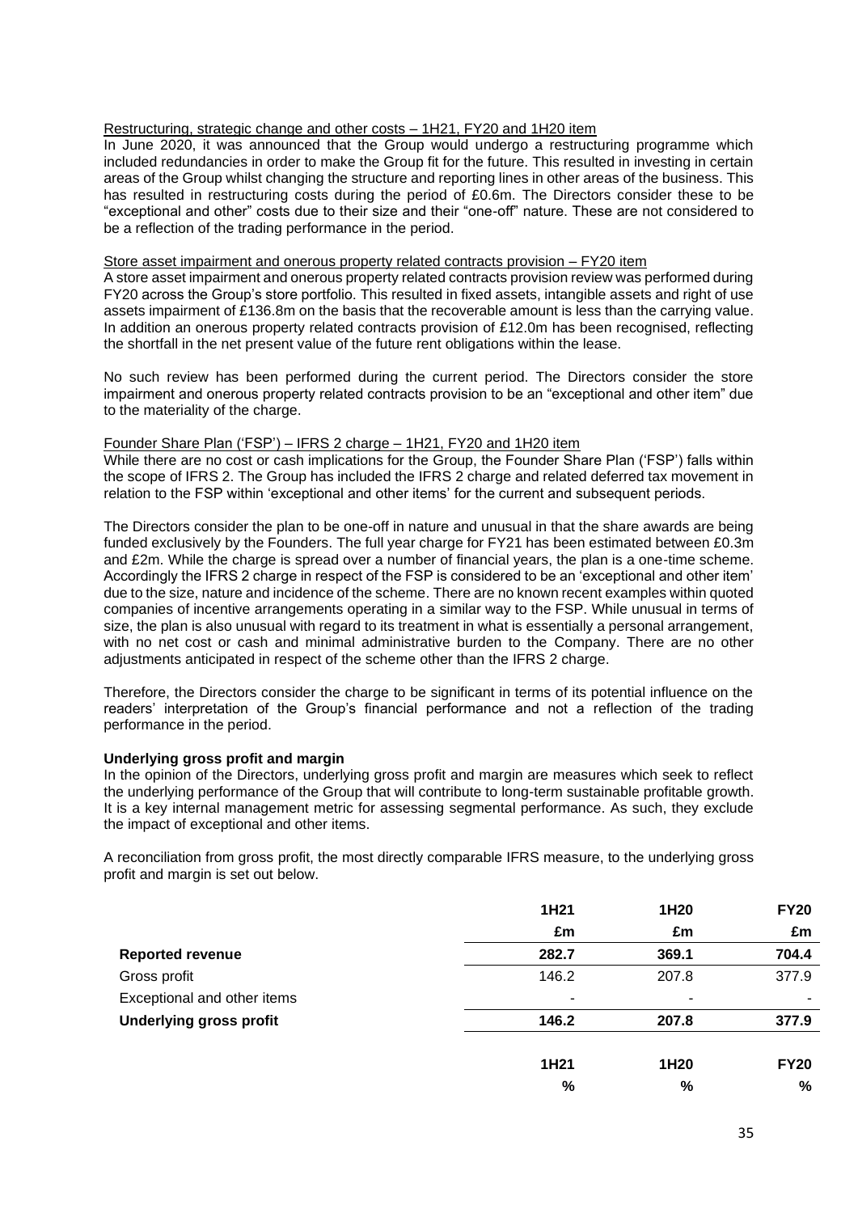Restructuring, strategic change and other costs – 1H21, FY20 and 1H20 item

In June 2020, it was announced that the Group would undergo a restructuring programme which included redundancies in order to make the Group fit for the future. This resulted in investing in certain areas of the Group whilst changing the structure and reporting lines in other areas of the business. This has resulted in restructuring costs during the period of £0.6m. The Directors consider these to be "exceptional and other" costs due to their size and their "one-off" nature. These are not considered to be a reflection of the trading performance in the period.

Store asset impairment and onerous property related contracts provision – FY20 item

A store asset impairment and onerous property related contracts provision review was performed during FY20 across the Group's store portfolio. This resulted in fixed assets, intangible assets and right of use assets impairment of £136.8m on the basis that the recoverable amount is less than the carrying value. In addition an onerous property related contracts provision of £12.0m has been recognised, reflecting the shortfall in the net present value of the future rent obligations within the lease.

No such review has been performed during the current period. The Directors consider the store impairment and onerous property related contracts provision to be an "exceptional and other item" due to the materiality of the charge.

Founder Share Plan ('FSP') – IFRS 2 charge – 1H21, FY20 and 1H20 item

While there are no cost or cash implications for the Group, the Founder Share Plan ('FSP') falls within the scope of IFRS 2. The Group has included the IFRS 2 charge and related deferred tax movement in relation to the FSP within 'exceptional and other items' for the current and subsequent periods.

The Directors consider the plan to be one-off in nature and unusual in that the share awards are being funded exclusively by the Founders. The full year charge for FY21 has been estimated between £0.3m and £2m. While the charge is spread over a number of financial years, the plan is a one-time scheme. Accordingly the IFRS 2 charge in respect of the FSP is considered to be an 'exceptional and other item' due to the size, nature and incidence of the scheme. There are no known recent examples within quoted companies of incentive arrangements operating in a similar way to the FSP. While unusual in terms of size, the plan is also unusual with regard to its treatment in what is essentially a personal arrangement, with no net cost or cash and minimal administrative burden to the Company. There are no other adjustments anticipated in respect of the scheme other than the IFRS 2 charge.

Therefore, the Directors consider the charge to be significant in terms of its potential influence on the readers' interpretation of the Group's financial performance and not a reflection of the trading performance in the period.

**Underlying gross profit and margin**

In the opinion of the Directors, underlying gross profit and margin are measures which seek to reflect the underlying performance of the Group that will contribute to long-term sustainable profitable growth. It is a key internal management metric for assessing segmental performance. As such, they exclude the impact of exceptional and other items.

A reconciliation from gross profit, the most directly comparable IFRS measure, to the underlying gross profit and margin is set out below.

| | 1H21 | 1H20 | FY20 |
|---|---|---|---|
| | £m | £m | £m |
| **Reported revenue** | **282.7** | **369.1** | **704.4** |
| Gross profit | 146.2 | 207.8 | 377.9 |
| Exceptional and other items | - | - | - |
| **Underlying gross profit** | **146.2** | **207.8** | **377.9** |

| | 1H21 | 1H20 | FY20 |
|---|---|---|---|
| | % | % | % |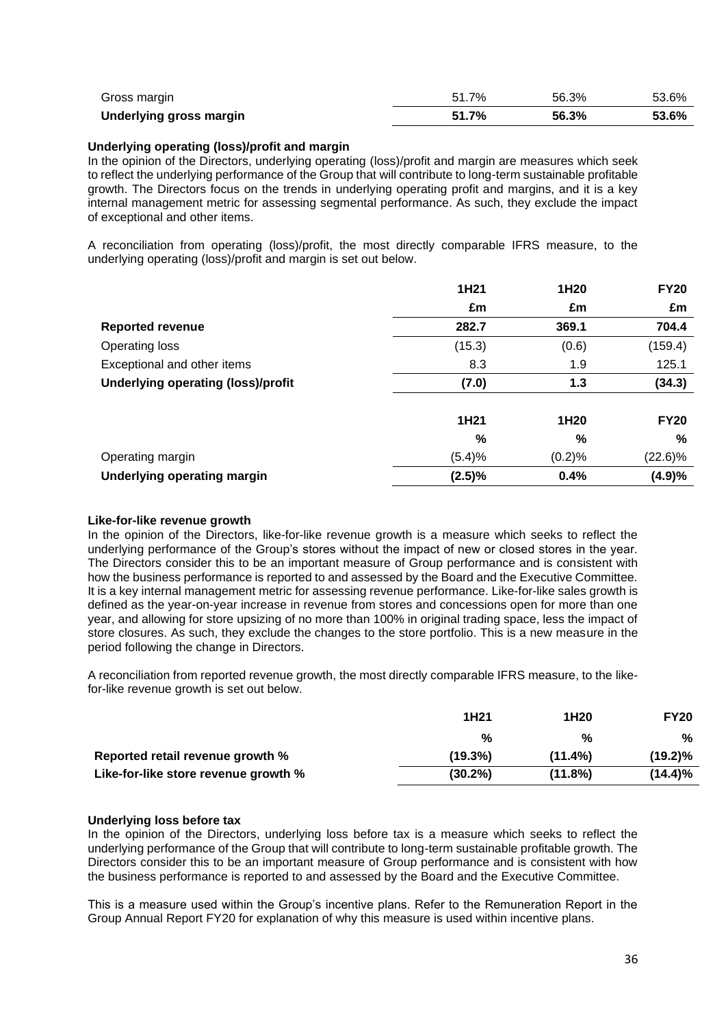| | | | |
|---|---|---|---|
| Gross margin | 51.7% | 56.3% | 53.6% |
| **Underlying gross margin** | **51.7%** | **56.3%** | **53.6%** |

**Underlying operating (loss)/profit and margin**

In the opinion of the Directors, underlying operating (loss)/profit and margin are measures which seek to reflect the underlying performance of the Group that will contribute to long-term sustainable profitable growth. The Directors focus on the trends in underlying operating profit and margins, and it is a key internal management metric for assessing segmental performance. As such, they exclude the impact of exceptional and other items.

A reconciliation from operating (loss)/profit, the most directly comparable IFRS measure, to the underlying operating (loss)/profit and margin is set out below.

| | 1H21 | 1H20 | FY20 |
|---|---|---|---|
| | £m | £m | £m |
| **Reported revenue** | **282.7** | **369.1** | **704.4** |
| Operating loss | (15.3) | (0.6) | (159.4) |
| Exceptional and other items | 8.3 | 1.9 | 125.1 |
| **Underlying operating (loss)/profit** | **(7.0)** | **1.3** | **(34.3)** |

| | 1H21 | 1H20 | FY20 |
|---|---|---|---|
| | % | % | % |
| Operating margin | (5.4)% | (0.2)% | (22.6)% |
| **Underlying operating margin** | **(2.5)%** | **0.4%** | **(4.9)%** |

**Like-for-like revenue growth**

In the opinion of the Directors, like-for-like revenue growth is a measure which seeks to reflect the underlying performance of the Group's stores without the impact of new or closed stores in the year. The Directors consider this to be an important measure of Group performance and is consistent with how the business performance is reported to and assessed by the Board and the Executive Committee. It is a key internal management metric for assessing revenue performance. Like-for-like sales growth is defined as the year-on-year increase in revenue from stores and concessions open for more than one year, and allowing for store upsizing of no more than 100% in original trading space, less the impact of store closures. As such, they exclude the changes to the store portfolio. This is a new measure in the period following the change in Directors.

A reconciliation from reported revenue growth, the most directly comparable IFRS measure, to the like-for-like revenue growth is set out below.

| | 1H21 | 1H20 | FY20 |
|---|---|---|---|
| | % | % | % |
| **Reported retail revenue growth %** | **(19.3%)** | **(11.4%)** | **(19.2)%** |
| **Like-for-like store revenue growth %** | **(30.2%)** | **(11.8%)** | **(14.4)%** |

**Underlying loss before tax**

In the opinion of the Directors, underlying loss before tax is a measure which seeks to reflect the underlying performance of the Group that will contribute to long-term sustainable profitable growth. The Directors consider this to be an important measure of Group performance and is consistent with how the business performance is reported to and assessed by the Board and the Executive Committee.

This is a measure used within the Group's incentive plans. Refer to the Remuneration Report in the Group Annual Report FY20 for explanation of why this measure is used within incentive plans.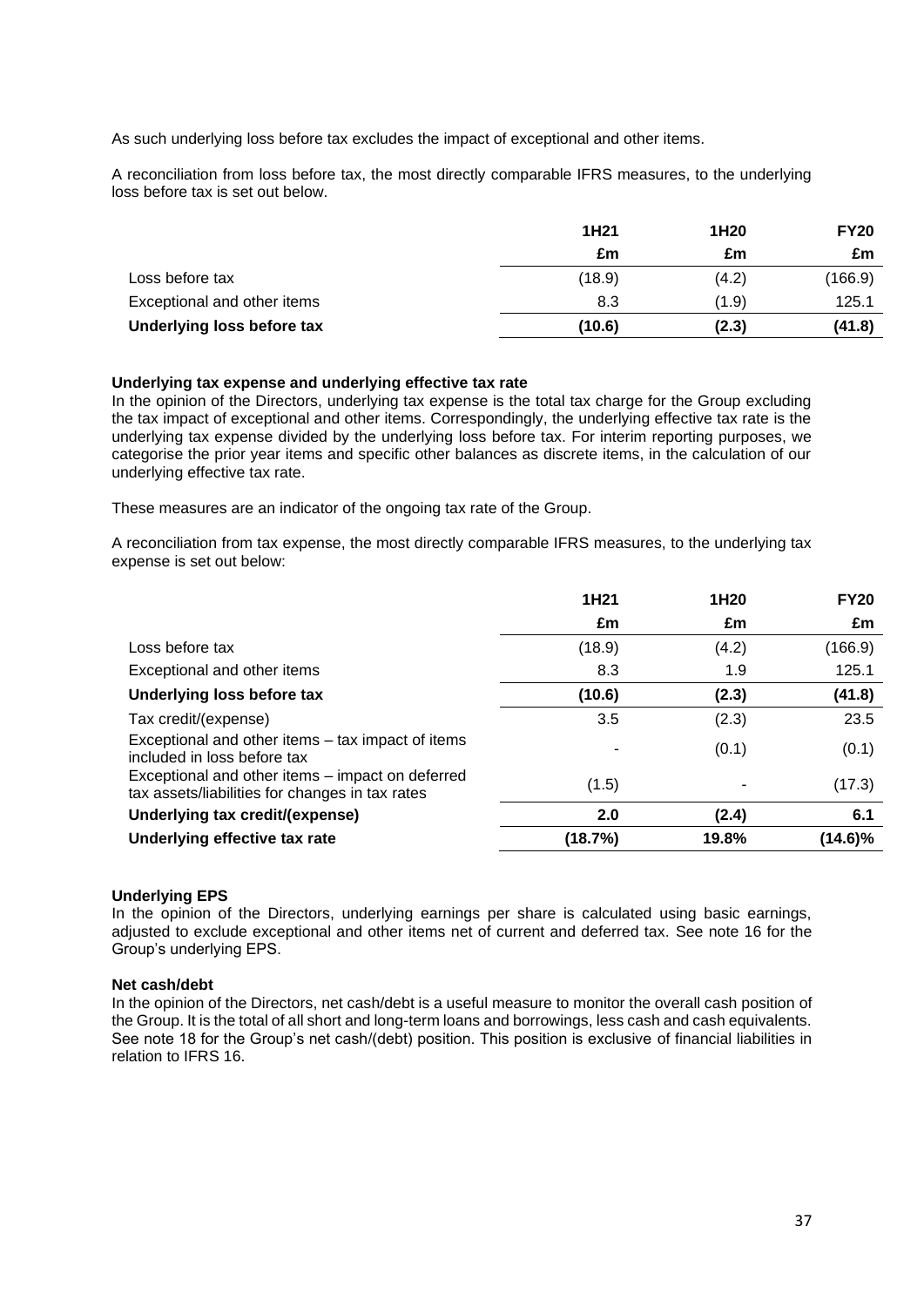As such underlying loss before tax excludes the impact of exceptional and other items.

A reconciliation from loss before tax, the most directly comparable IFRS measures, to the underlying loss before tax is set out below.

| | 1H21 | 1H20 | FY20 |
|---|---|---|---|
| | £m | £m | £m |
| Loss before tax | (18.9) | (4.2) | (166.9) |
| Exceptional and other items | 8.3 | (1.9) | 125.1 |
| **Underlying loss before tax** | **(10.6)** | **(2.3)** | **(41.8)** |

**Underlying tax expense and underlying effective tax rate**

In the opinion of the Directors, underlying tax expense is the total tax charge for the Group excluding the tax impact of exceptional and other items. Correspondingly, the underlying effective tax rate is the underlying tax expense divided by the underlying loss before tax. For interim reporting purposes, we categorise the prior year items and specific other balances as discrete items, in the calculation of our underlying effective tax rate.

These measures are an indicator of the ongoing tax rate of the Group.

A reconciliation from tax expense, the most directly comparable IFRS measures, to the underlying tax expense is set out below:

| | 1H21 | 1H20 | FY20 |
|---|---|---|---|
| | £m | £m | £m |
| Loss before tax | (18.9) | (4.2) | (166.9) |
| Exceptional and other items | 8.3 | 1.9 | 125.1 |
| **Underlying loss before tax** | **(10.6)** | **(2.3)** | **(41.8)** |
| Tax credit/(expense) | 3.5 | (2.3) | 23.5 |
| Exceptional and other items – tax impact of items included in loss before tax | - | (0.1) | (0.1) |
| Exceptional and other items – impact on deferred tax assets/liabilities for changes in tax rates | (1.5) | - | (17.3) |
| **Underlying tax credit/(expense)** | **2.0** | **(2.4)** | **6.1** |
| **Underlying effective tax rate** | **(18.7%)** | **19.8%** | **(14.6)%** |

**Underlying EPS**

In the opinion of the Directors, underlying earnings per share is calculated using basic earnings, adjusted to exclude exceptional and other items net of current and deferred tax. See note 16 for the Group's underlying EPS.

**Net cash/debt**

In the opinion of the Directors, net cash/debt is a useful measure to monitor the overall cash position of the Group. It is the total of all short and long-term loans and borrowings, less cash and cash equivalents. See note 18 for the Group's net cash/(debt) position. This position is exclusive of financial liabilities in relation to IFRS 16.